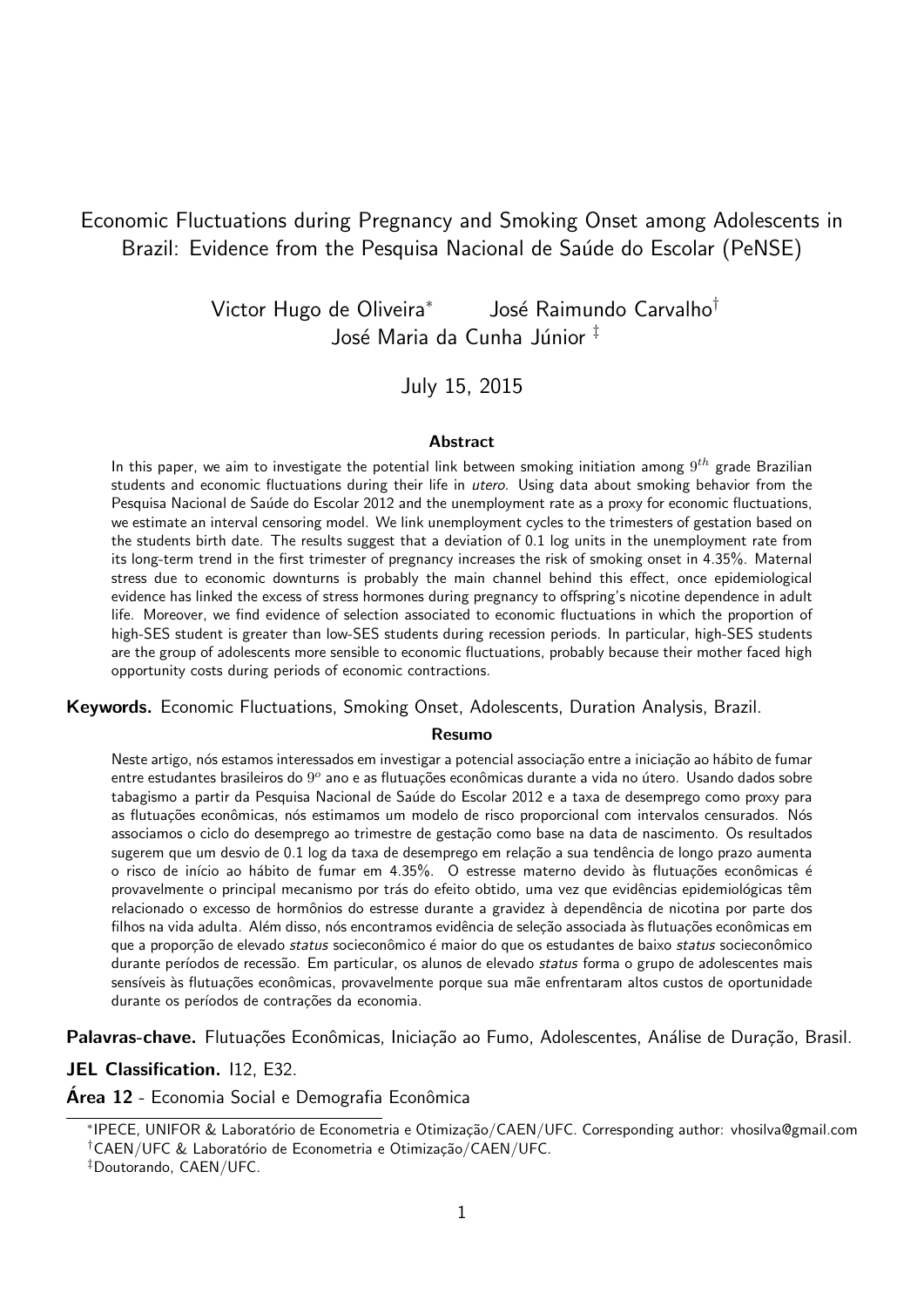# Economic Fluctuations during Pregnancy and Smoking Onset among Adolescents in Brazil: Evidence from the Pesquisa Nacional de Saúde do Escolar (PeNSE)

Victor Hugo de Oliveira[*] José Raimundo Carvalho[†]
José Maria da Cunha Júnior [‡]

July 15, 2015

## Abstract

In this paper, we aim to investigate the potential link between smoking initiation among $9^{th}$ grade Brazilian students and economic fluctuations during their life in *utero*. Using data about smoking behavior from the Pesquisa Nacional de Saúde do Escolar 2012 and the unemployment rate as a proxy for economic fluctuations, we estimate an interval censoring model. We link unemployment cycles to the trimesters of gestation based on the students birth date. The results suggest that a deviation of 0.1 log units in the unemployment rate from its long-term trend in the first trimester of pregnancy increases the risk of smoking onset in 4.35%. Maternal stress due to economic downturns is probably the main channel behind this effect, once epidemiological evidence has linked the excess of stress hormones during pregnancy to offspring's nicotine dependence in adult life. Moreover, we find evidence of selection associated to economic fluctuations in which the proportion of high-SES student is greater than low-SES students during recession periods. In particular, high-SES students are the group of adolescents more sensible to economic fluctuations, probably because their mother faced high opportunity costs during periods of economic contractions.

**Keywords.** Economic Fluctuations, Smoking Onset, Adolescents, Duration Analysis, Brazil.

## Resumo

Neste artigo, nós estamos interessados em investigar a potencial associação entre a iniciação ao hábito de fumar entre estudantes brasileiros do $9^{o}$ ano e as flutuações econômicas durante a vida no útero. Usando dados sobre tabagismo a partir da Pesquisa Nacional de Saúde do Escolar 2012 e a taxa de desemprego como proxy para as flutuações econômicas, nós estimamos um modelo de risco proporcional com intervalos censurados. Nós associamos o ciclo do desemprego ao trimestre de gestação como base na data de nascimento. Os resultados sugerem que um desvio de 0.1 log da taxa de desemprego em relação a sua tendência de longo prazo aumenta o risco de início ao hábito de fumar em 4.35%. O estresse materno devido às flutuações econômicas é provavelmente o principal mecanismo por trás do efeito obtido, uma vez que evidências epidemiológicas têm relacionado o excesso de hormônios do estresse durante a gravidez à dependência de nicotina por parte dos filhos na vida adulta. Além disso, nós encontramos evidência de seleção associada às flutuações econômicas em que a proporção de elevado *status* socioeconômico é maior do que os estudantes de baixo *status* socioeconômico durante períodos de recessão. Em particular, os alunos de elevado *status* forma o grupo de adolescentes mais sensíveis às flutuações econômicas, provavelmente porque sua mãe enfrentaram altos custos de oportunidade durante os períodos de contrações da economia.

**Palavras-chave.** Flutuações Econômicas, Iniciação ao Fumo, Adolescentes, Análise de Duração, Brasil.

**JEL Classification.** I12, E32.

**Área 12** - Economia Social e Demografia Econômica

---

[*] IPECE, UNIFOR & Laboratório de Econometria e Otimização/CAEN/UFC. Corresponding author: vhosilva@gmail.com

[†] CAEN/UFC & Laboratório de Econometria e Otimização/CAEN/UFC.

[‡] Doutorando, CAEN/UFC.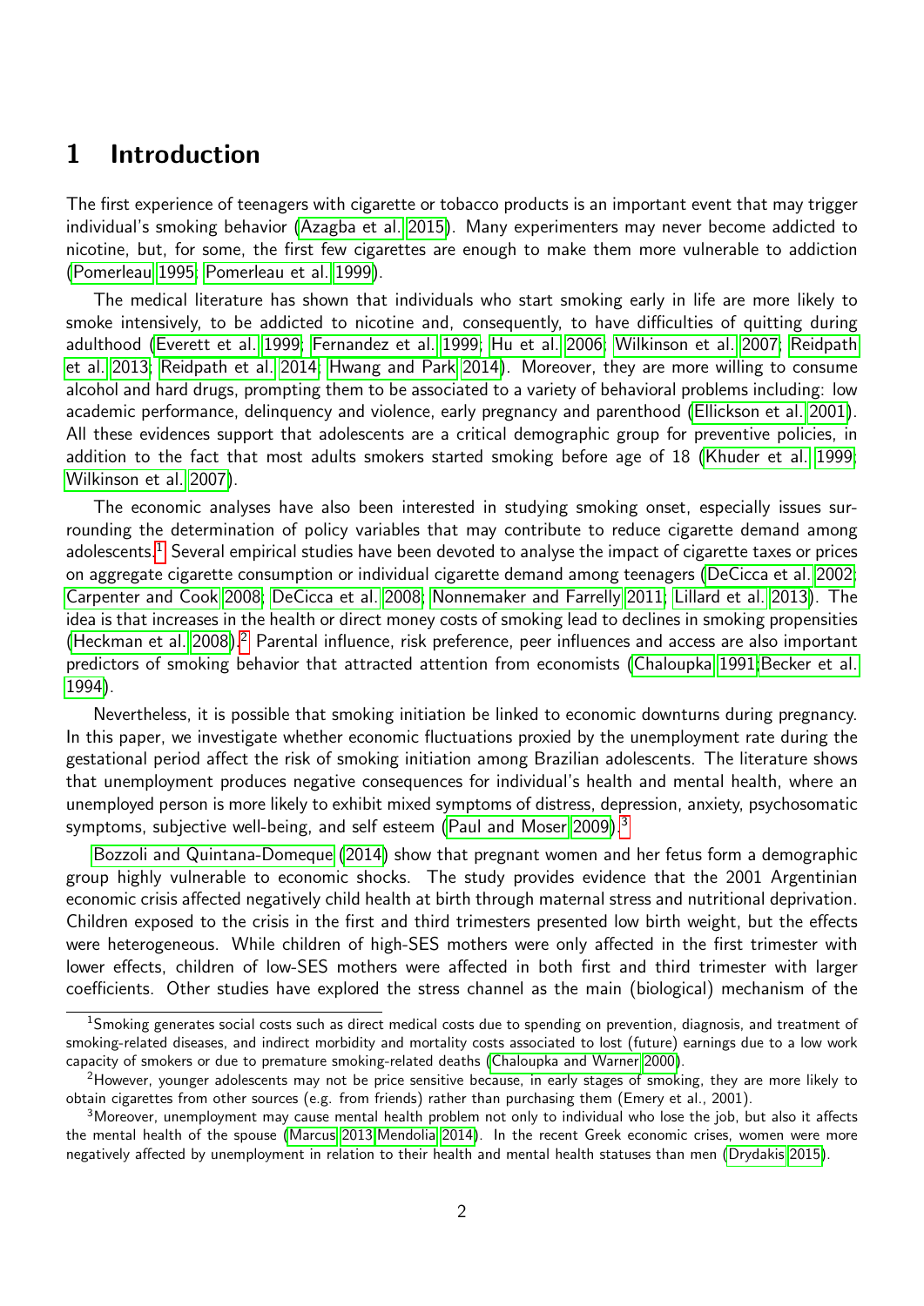# 1 Introduction

The first experience of teenagers with cigarette or tobacco products is an important event that may trigger individual's smoking behavior (Azagba et al. 2015). Many experimenters may never become addicted to nicotine, but, for some, the first few cigarettes are enough to make them more vulnerable to addiction (Pomerleau 1995; Pomerleau et al. 1999).

The medical literature has shown that individuals who start smoking early in life are more likely to smoke intensively, to be addicted to nicotine and, consequently, to have difficulties of quitting during adulthood (Everett et al. 1999; Fernandez et al. 1999; Hu et al. 2006; Wilkinson et al. 2007; Reidpath et al. 2013; Reidpath et al. 2014; Hwang and Park 2014). Moreover, they are more willing to consume alcohol and hard drugs, prompting them to be associated to a variety of behavioral problems including: low academic performance, delinquency and violence, early pregnancy and parenthood (Ellickson et al. 2001). All these evidences support that adolescents are a critical demographic group for preventive policies, in addition to the fact that most adults smokers started smoking before age of 18 (Khuder et al. 1999; Wilkinson et al. 2007).

The economic analyses have also been interested in studying smoking onset, especially issues surrounding the determination of policy variables that may contribute to reduce cigarette demand among adolescents.[1] Several empirical studies have been devoted to analyse the impact of cigarette taxes or prices on aggregate cigarette consumption or individual cigarette demand among teenagers (DeCicca et al. 2002; Carpenter and Cook 2008; DeCicca et al. 2008; Nonnemaker and Farrelly 2011; Lillard et al. 2013). The idea is that increases in the health or direct money costs of smoking lead to declines in smoking propensities (Heckman et al. 2008).[2] Parental influence, risk preference, peer influences and access are also important predictors of smoking behavior that attracted attention from economists (Chaloupka 1991;Becker et al. 1994).

Nevertheless, it is possible that smoking initiation be linked to economic downturns during pregnancy. In this paper, we investigate whether economic fluctuations proxied by the unemployment rate during the gestational period affect the risk of smoking initiation among Brazilian adolescents. The literature shows that unemployment produces negative consequences for individual's health and mental health, where an unemployed person is more likely to exhibit mixed symptoms of distress, depression, anxiety, psychosomatic symptoms, subjective well-being, and self esteem (Paul and Moser 2009).[3]

Bozzoli and Quintana-Domeque (2014) show that pregnant women and her fetus form a demographic group highly vulnerable to economic shocks. The study provides evidence that the 2001 Argentinian economic crisis affected negatively child health at birth through maternal stress and nutritional deprivation. Children exposed to the crisis in the first and third trimesters presented low birth weight, but the effects were heterogeneous. While children of high-SES mothers were only affected in the first trimester with lower effects, children of low-SES mothers were affected in both first and third trimester with larger coefficients. Other studies have explored the stress channel as the main (biological) mechanism of the

---

[1] Smoking generates social costs such as direct medical costs due to spending on prevention, diagnosis, and treatment of smoking-related diseases, and indirect morbidity and mortality costs associated to lost (future) earnings due to a low work capacity of smokers or due to premature smoking-related deaths (Chaloupka and Warner 2000).

[2] However, younger adolescents may not be price sensitive because, in early stages of smoking, they are more likely to obtain cigarettes from other sources (e.g. from friends) rather than purchasing them (Emery et al., 2001).

[3] Moreover, unemployment may cause mental health problem not only to individual who lose the job, but also it affects the mental health of the spouse (Marcus 2013;Mendolia 2014). In the recent Greek economic crises, women were more negatively affected by unemployment in relation to their health and mental health statuses than men (Drydakis 2015).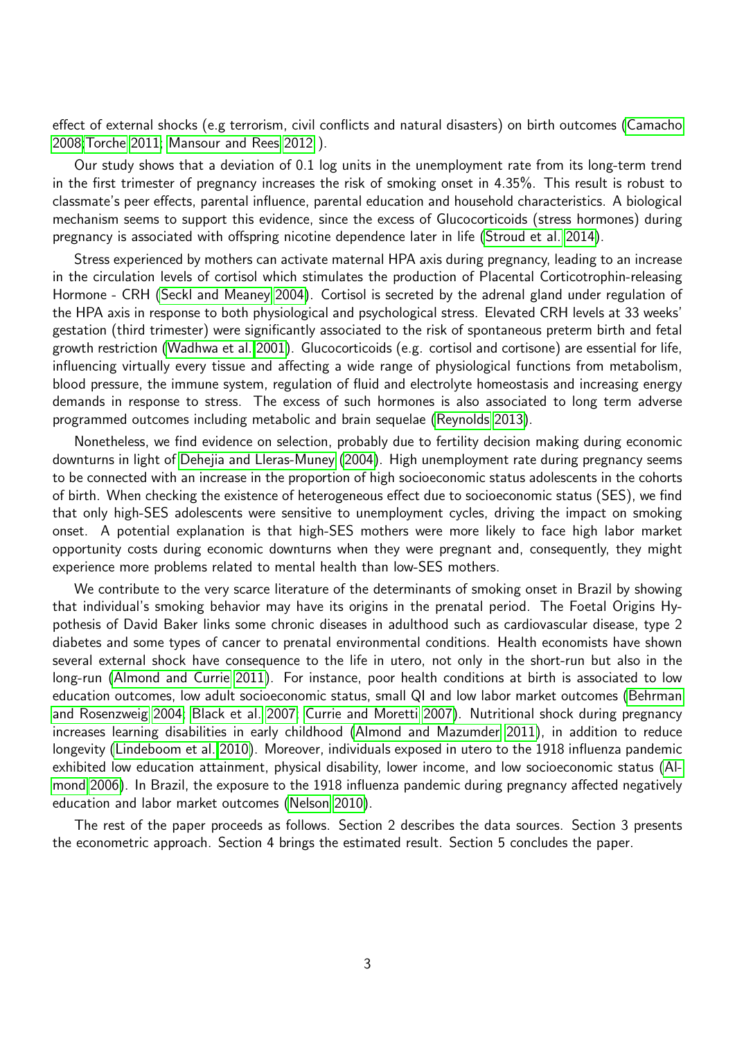effect of external shocks (e.g terrorism, civil conflicts and natural disasters) on birth outcomes (Camacho 2008;Torche 2011; Mansour and Rees 2012 ).

Our study shows that a deviation of 0.1 log units in the unemployment rate from its long-term trend in the first trimester of pregnancy increases the risk of smoking onset in 4.35%. This result is robust to classmate's peer effects, parental influence, parental education and household characteristics. A biological mechanism seems to support this evidence, since the excess of Glucocorticoids (stress hormones) during pregnancy is associated with offspring nicotine dependence later in life (Stroud et al. 2014).

Stress experienced by mothers can activate maternal HPA axis during pregnancy, leading to an increase in the circulation levels of cortisol which stimulates the production of Placental Corticotrophin-releasing Hormone - CRH (Seckl and Meaney 2004). Cortisol is secreted by the adrenal gland under regulation of the HPA axis in response to both physiological and psychological stress. Elevated CRH levels at 33 weeks' gestation (third trimester) were significantly associated to the risk of spontaneous preterm birth and fetal growth restriction (Wadhwa et al. 2001). Glucocorticoids (e.g. cortisol and cortisone) are essential for life, influencing virtually every tissue and affecting a wide range of physiological functions from metabolism, blood pressure, the immune system, regulation of fluid and electrolyte homeostasis and increasing energy demands in response to stress. The excess of such hormones is also associated to long term adverse programmed outcomes including metabolic and brain sequelae (Reynolds 2013).

Nonetheless, we find evidence on selection, probably due to fertility decision making during economic downturns in light of Dehejia and Lleras-Muney (2004). High unemployment rate during pregnancy seems to be connected with an increase in the proportion of high socioeconomic status adolescents in the cohorts of birth. When checking the existence of heterogeneous effect due to socioeconomic status (SES), we find that only high-SES adolescents were sensitive to unemployment cycles, driving the impact on smoking onset. A potential explanation is that high-SES mothers were more likely to face high labor market opportunity costs during economic downturns when they were pregnant and, consequently, they might experience more problems related to mental health than low-SES mothers.

We contribute to the very scarce literature of the determinants of smoking onset in Brazil by showing that individual's smoking behavior may have its origins in the prenatal period. The Foetal Origins Hypothesis of David Baker links some chronic diseases in adulthood such as cardiovascular disease, type 2 diabetes and some types of cancer to prenatal environmental conditions. Health economists have shown several external shock have consequence to the life in utero, not only in the short-run but also in the long-run (Almond and Currie 2011). For instance, poor health conditions at birth is associated to low education outcomes, low adult socioeconomic status, small QI and low labor market outcomes (Behrman and Rosenzweig 2004; Black et al. 2007; Currie and Moretti 2007). Nutritional shock during pregnancy increases learning disabilities in early childhood (Almond and Mazumder 2011), in addition to reduce longevity (Lindeboom et al. 2010). Moreover, individuals exposed in utero to the 1918 influenza pandemic exhibited low education attainment, physical disability, lower income, and low socioeconomic status (Almond 2006). In Brazil, the exposure to the 1918 influenza pandemic during pregnancy affected negatively education and labor market outcomes (Nelson 2010).

The rest of the paper proceeds as follows. Section 2 describes the data sources. Section 3 presents the econometric approach. Section 4 brings the estimated result. Section 5 concludes the paper.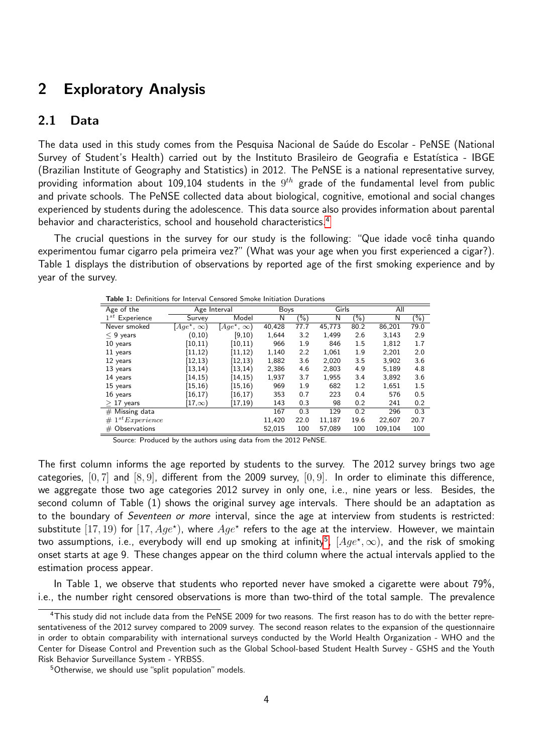## 2 Exploratory Analysis

### 2.1 Data

The data used in this study comes from the Pesquisa Nacional de Saúde do Escolar - PeNSE (National Survey of Student's Health) carried out by the Instituto Brasileiro de Geografia e Estatística - IBGE (Brazilian Institute of Geography and Statistics) in 2012. The PeNSE is a national representative survey, providing information about 109,104 students in the $9^{th}$ grade of the fundamental level from public and private schools. The PeNSE collected data about biological, cognitive, emotional and social changes experienced by students during the adolescence. This data source also provides information about parental behavior and characteristics, school and household characteristics.[4]

The crucial questions in the survey for our study is the following: "Que idade você tinha quando experimentou fumar cigarro pela primeira vez?" (What was your age when you first experienced a cigar?). Table 1 displays the distribution of observations by reported age of the first smoking experience and by year of the survey.

**Table 1:** Definitions for Interval Censored Smoke Initiation Durations

| Age of the | Age Interval | | Boys | | Girls | | All | |
|---|---|---|---|---|---|---|---|---|
| $1^{st}$ Experience | Survey | Model | N | (%) | N | (%) | N | (%) |
| Never smoked | $[Age^{\star}, \infty)$ | $[Age^{\star}, \infty)$ | 40,428 | 77.7 | 45,773 | 80.2 | 86,201 | 79.0 |
| $\leq$ 9 years | (0,10) | [9,10) | 1,644 | 3.2 | 1,499 | 2.6 | 3,143 | 2.9 |
| 10 years | [10,11) | [10,11) | 966 | 1.9 | 846 | 1.5 | 1,812 | 1.7 |
| 11 years | [11,12) | [11,12) | 1,140 | 2.2 | 1,061 | 1.9 | 2,201 | 2.0 |
| 12 years | [12,13) | [12,13) | 1,882 | 3.6 | 2,020 | 3.5 | 3,902 | 3.6 |
| 13 years | [13,14) | [13,14) | 2,386 | 4.6 | 2,803 | 4.9 | 5,189 | 4.8 |
| 14 years | [14,15) | [14,15) | 1,937 | 3.7 | 1,955 | 3.4 | 3,892 | 3.6 |
| 15 years | [15,16) | [15,16) | 969 | 1.9 | 682 | 1.2 | 1,651 | 1.5 |
| 16 years | [16,17) | [16,17) | 353 | 0.7 | 223 | 0.4 | 576 | 0.5 |
| $\geq$ 17 years | $[17,\infty)$ | [17,19) | 143 | 0.3 | 98 | 0.2 | 241 | 0.2 |
| # Missing data | | | 167 | 0.3 | 129 | 0.2 | 296 | 0.3 |
| # $1^{st} Experience$ | | | 11,420 | 22.0 | 11,187 | 19.6 | 22,607 | 20.7 |
| # Observations | | | 52,015 | 100 | 57,089 | 100 | 109,104 | 100 |

Source: Produced by the authors using data from the 2012 PeNSE.

The first column informs the age reported by students to the survey. The 2012 survey brings two age categories, $[0, 7]$ and $[8, 9]$, different from the 2009 survey, $[0, 9]$. In order to eliminate this difference, we aggregate those two age categories 2012 survey in only one, i.e., nine years or less. Besides, the second column of Table (1) shows the original survey age intervals. There should be an adaptation as to the boundary of *Seventeen or more* interval, since the age at interview from students is restricted: substitute $[17, 19)$ for $[17, Age^{\star})$, where $Age^{\star}$ refers to the age at the interview. However, we maintain two assumptions, i.e., everybody will end up smoking at infinity[5], $[Age^{\star}, \infty)$, and the risk of smoking onset starts at age 9. These changes appear on the third column where the actual intervals applied to the estimation process appear.

In Table 1, we observe that students who reported never have smoked a cigarette were about 79%, i.e., the number right censored observations is more than two-third of the total sample. The prevalence

[4] This study did not include data from the PeNSE 2009 for two reasons. The first reason has to do with the better representativeness of the 2012 survey compared to 2009 survey. The second reason relates to the expansion of the questionnaire in order to obtain comparability with international surveys conducted by the World Health Organization - WHO and the Center for Disease Control and Prevention such as the Global School-based Student Health Survey - GSHS and the Youth Risk Behavior Surveillance System - YRBSS.

[5] Otherwise, we should use "split population" models.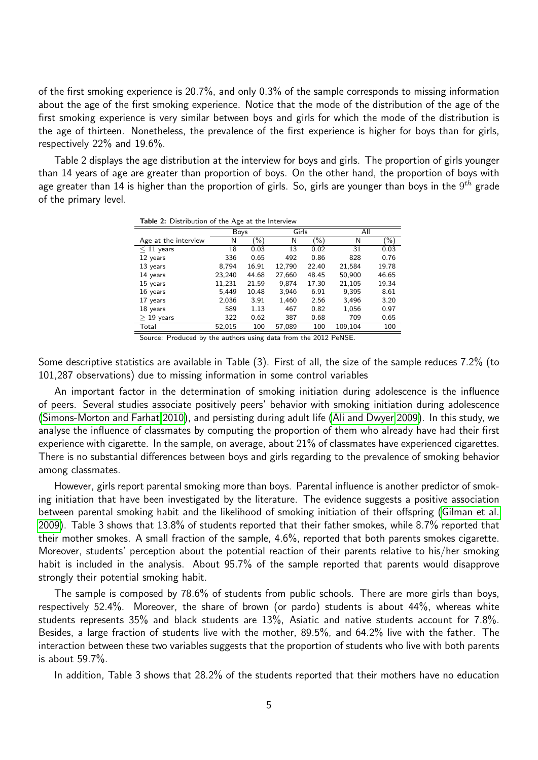of the first smoking experience is 20.7%, and only 0.3% of the sample corresponds to missing information about the age of the first smoking experience. Notice that the mode of the distribution of the age of the first smoking experience is very similar between boys and girls for which the mode of the distribution is the age of thirteen. Nonetheless, the prevalence of the first experience is higher for boys than for girls, respectively 22% and 19.6%.

Table 2 displays the age distribution at the interview for boys and girls. The proportion of girls younger than 14 years of age are greater than proportion of boys. On the other hand, the proportion of boys with age greater than 14 is higher than the proportion of girls. So, girls are younger than boys in the $9^{th}$ grade of the primary level.

**Table 2:** Distribution of the Age at the Interview

| | Boys | | Girls | | All | |
|---|---|---|---|---|---|---|
| Age at the interview | N | (%) | N | (%) | N | (%) |
| $\leq$ 11 years | 18 | 0.03 | 13 | 0.02 | 31 | 0.03 |
| 12 years | 336 | 0.65 | 492 | 0.86 | 828 | 0.76 |
| 13 years | 8,794 | 16.91 | 12,790 | 22.40 | 21,584 | 19.78 |
| 14 years | 23,240 | 44.68 | 27,660 | 48.45 | 50,900 | 46.65 |
| 15 years | 11,231 | 21.59 | 9,874 | 17.30 | 21,105 | 19.34 |
| 16 years | 5,449 | 10.48 | 3,946 | 6.91 | 9,395 | 8.61 |
| 17 years | 2,036 | 3.91 | 1,460 | 2.56 | 3,496 | 3.20 |
| 18 years | 589 | 1.13 | 467 | 0.82 | 1,056 | 0.97 |
| $\geq$ 19 years | 322 | 0.62 | 387 | 0.68 | 709 | 0.65 |
| Total | 52,015 | 100 | 57,089 | 100 | 109,104 | 100 |

Source: Produced by the authors using data from the 2012 PeNSE.

Some descriptive statistics are available in Table (3). First of all, the size of the sample reduces 7.2% (to 101,287 observations) due to missing information in some control variables

An important factor in the determination of smoking initiation during adolescence is the influence of peers. Several studies associate positively peers' behavior with smoking initiation during adolescence (Simons-Morton and Farhat 2010), and persisting during adult life (Ali and Dwyer 2009). In this study, we analyse the influence of classmates by computing the proportion of them who already have had their first experience with cigarette. In the sample, on average, about 21% of classmates have experienced cigarettes. There is no substantial differences between boys and girls regarding to the prevalence of smoking behavior among classmates.

However, girls report parental smoking more than boys. Parental influence is another predictor of smoking initiation that have been investigated by the literature. The evidence suggests a positive association between parental smoking habit and the likelihood of smoking initiation of their offspring (Gilman et al. 2009). Table 3 shows that 13.8% of students reported that their father smokes, while 8.7% reported that their mother smokes. A small fraction of the sample, 4.6%, reported that both parents smokes cigarette. Moreover, students' perception about the potential reaction of their parents relative to his/her smoking habit is included in the analysis. About 95.7% of the sample reported that parents would disapprove strongly their potential smoking habit.

The sample is composed by 78.6% of students from public schools. There are more girls than boys, respectively 52.4%. Moreover, the share of brown (or pardo) students is about 44%, whereas white students represents 35% and black students are 13%, Asiatic and native students account for 7.8%. Besides, a large fraction of students live with the mother, 89.5%, and 64.2% live with the father. The interaction between these two variables suggests that the proportion of students who live with both parents is about 59.7%.

In addition, Table 3 shows that 28.2% of the students reported that their mothers have no education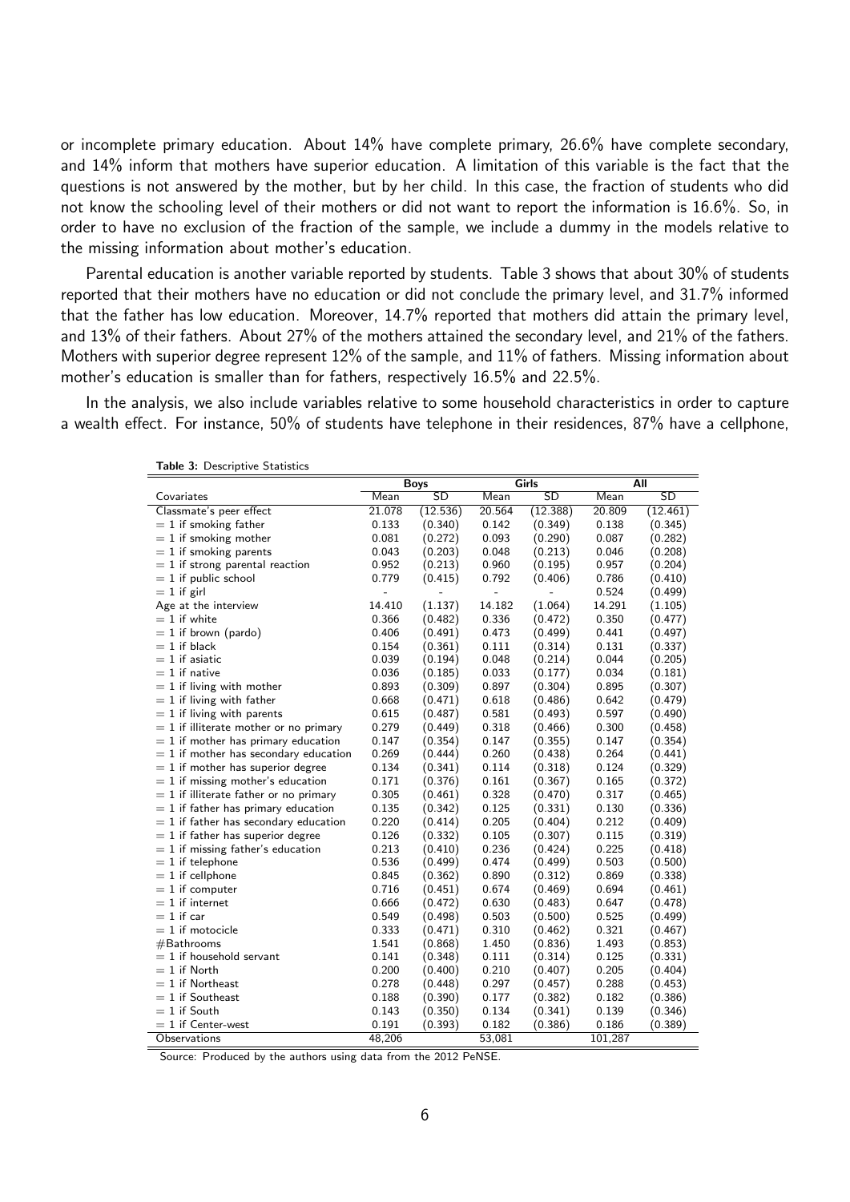or incomplete primary education. About 14% have complete primary, 26.6% have complete secondary, and 14% inform that mothers have superior education. A limitation of this variable is the fact that the questions is not answered by the mother, but by her child. In this case, the fraction of students who did not know the schooling level of their mothers or did not want to report the information is 16.6%. So, in order to have no exclusion of the fraction of the sample, we include a dummy in the models relative to the missing information about mother's education.

Parental education is another variable reported by students. Table 3 shows that about 30% of students reported that their mothers have no education or did not conclude the primary level, and 31.7% informed that the father has low education. Moreover, 14.7% reported that mothers did attain the primary level, and 13% of their fathers. About 27% of the mothers attained the secondary level, and 21% of the fathers. Mothers with superior degree represent 12% of the sample, and 11% of fathers. Missing information about mother's education is smaller than for fathers, respectively 16.5% and 22.5%.

In the analysis, we also include variables relative to some household characteristics in order to capture a wealth effect. For instance, 50% of students have telephone in their residences, 87% have a cellphone,

**Table 3:** Descriptive Statistics

| | Boys | | Girls | | All | |
|---|---|---|---|---|---|---|
| Covariates | Mean | SD | Mean | SD | Mean | SD |
| Classmate's peer effect | 21.078 | (12.536) | 20.564 | (12.388) | 20.809 | (12.461) |
| = 1 if smoking father | 0.133 | (0.340) | 0.142 | (0.349) | 0.138 | (0.345) |
| = 1 if smoking mother | 0.081 | (0.272) | 0.093 | (0.290) | 0.087 | (0.282) |
| = 1 if smoking parents | 0.043 | (0.203) | 0.048 | (0.213) | 0.046 | (0.208) |
| = 1 if strong parental reaction | 0.952 | (0.213) | 0.960 | (0.195) | 0.957 | (0.204) |
| = 1 if public school | 0.779 | (0.415) | 0.792 | (0.406) | 0.786 | (0.410) |
| = 1 if girl | - | - | - | - | 0.524 | (0.499) |
| Age at the interview | 14.410 | (1.137) | 14.182 | (1.064) | 14.291 | (1.105) |
| = 1 if white | 0.366 | (0.482) | 0.336 | (0.472) | 0.350 | (0.477) |
| = 1 if brown (pardo) | 0.406 | (0.491) | 0.473 | (0.499) | 0.441 | (0.497) |
| = 1 if black | 0.154 | (0.361) | 0.111 | (0.314) | 0.131 | (0.337) |
| = 1 if asiatic | 0.039 | (0.194) | 0.048 | (0.214) | 0.044 | (0.205) |
| = 1 if native | 0.036 | (0.185) | 0.033 | (0.177) | 0.034 | (0.181) |
| = 1 if living with mother | 0.893 | (0.309) | 0.897 | (0.304) | 0.895 | (0.307) |
| = 1 if living with father | 0.668 | (0.471) | 0.618 | (0.486) | 0.642 | (0.479) |
| = 1 if living with parents | 0.615 | (0.487) | 0.581 | (0.493) | 0.597 | (0.490) |
| = 1 if illiterate mother or no primary | 0.279 | (0.449) | 0.318 | (0.466) | 0.300 | (0.458) |
| = 1 if mother has primary education | 0.147 | (0.354) | 0.147 | (0.355) | 0.147 | (0.354) |
| = 1 if mother has secondary education | 0.269 | (0.444) | 0.260 | (0.438) | 0.264 | (0.441) |
| = 1 if mother has superior degree | 0.134 | (0.341) | 0.114 | (0.318) | 0.124 | (0.329) |
| = 1 if missing mother's education | 0.171 | (0.376) | 0.161 | (0.367) | 0.165 | (0.372) |
| = 1 if illiterate father or no primary | 0.305 | (0.461) | 0.328 | (0.470) | 0.317 | (0.465) |
| = 1 if father has primary education | 0.135 | (0.342) | 0.125 | (0.331) | 0.130 | (0.336) |
| = 1 if father has secondary education | 0.220 | (0.414) | 0.205 | (0.404) | 0.212 | (0.409) |
| = 1 if father has superior degree | 0.126 | (0.332) | 0.105 | (0.307) | 0.115 | (0.319) |
| = 1 if missing father's education | 0.213 | (0.410) | 0.236 | (0.424) | 0.225 | (0.418) |
| = 1 if telephone | 0.536 | (0.499) | 0.474 | (0.499) | 0.503 | (0.500) |
| = 1 if cellphone | 0.845 | (0.362) | 0.890 | (0.312) | 0.869 | (0.338) |
| = 1 if computer | 0.716 | (0.451) | 0.674 | (0.469) | 0.694 | (0.461) |
| = 1 if internet | 0.666 | (0.472) | 0.630 | (0.483) | 0.647 | (0.478) |
| = 1 if car | 0.549 | (0.498) | 0.503 | (0.500) | 0.525 | (0.499) |
| = 1 if motocicle | 0.333 | (0.471) | 0.310 | (0.462) | 0.321 | (0.467) |
| #Bathrooms | 1.541 | (0.868) | 1.450 | (0.836) | 1.493 | (0.853) |
| = 1 if household servant | 0.141 | (0.348) | 0.111 | (0.314) | 0.125 | (0.331) |
| = 1 if North | 0.200 | (0.400) | 0.210 | (0.407) | 0.205 | (0.404) |
| = 1 if Northeast | 0.278 | (0.448) | 0.297 | (0.457) | 0.288 | (0.453) |
| = 1 if Southeast | 0.188 | (0.390) | 0.177 | (0.382) | 0.182 | (0.386) |
| = 1 if South | 0.143 | (0.350) | 0.134 | (0.341) | 0.139 | (0.346) |
| = 1 if Center-west | 0.191 | (0.393) | 0.182 | (0.386) | 0.186 | (0.389) |
| Observations | 48,206 | | 53,081 | | 101,287 | |

Source: Produced by the authors using data from the 2012 PeNSE.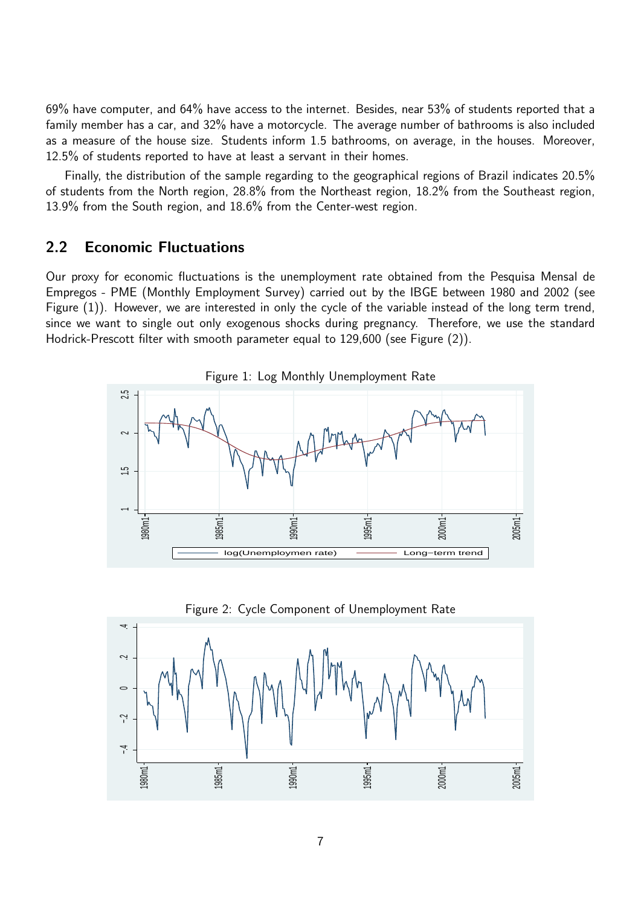69% have computer, and 64% have access to the internet. Besides, near 53% of students reported that a family member has a car, and 32% have a motorcycle. The average number of bathrooms is also included as a measure of the house size. Students inform 1.5 bathrooms, on average, in the houses. Moreover, 12.5% of students reported to have at least a servant in their homes.

Finally, the distribution of the sample regarding to the geographical regions of Brazil indicates 20.5% of students from the North region, 28.8% from the Northeast region, 18.2% from the Southeast region, 13.9% from the South region, and 18.6% from the Center-west region.

## 2.2 Economic Fluctuations

Our proxy for economic fluctuations is the unemployment rate obtained from the Pesquisa Mensal de Empregos - PME (Monthly Employment Survey) carried out by the IBGE between 1980 and 2002 (see Figure (1)). However, we are interested in only the cycle of the variable instead of the long term trend, since we want to single out only exogenous shocks during pregnancy. Therefore, we use the standard Hodrick-Prescott filter with smooth parameter equal to 129,600 (see Figure (2)).

Figure 1: Log Monthly Unemployment Rate

Figure 2: Cycle Component of Unemployment Rate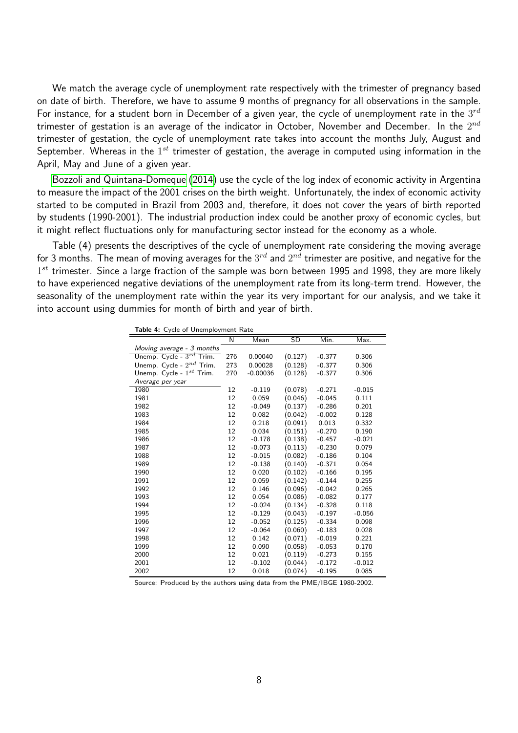We match the average cycle of unemployment rate respectively with the trimester of pregnancy based on date of birth. Therefore, we have to assume 9 months of pregnancy for all observations in the sample. For instance, for a student born in December of a given year, the cycle of unemployment rate in the $3^{rd}$ trimester of gestation is an average of the indicator in October, November and December. In the $2^{nd}$ trimester of gestation, the cycle of unemployment rate takes into account the months July, August and September. Whereas in the $1^{st}$ trimester of gestation, the average in computed using information in the April, May and June of a given year.

Bozzoli and Quintana-Domeque (2014) use the cycle of the log index of economic activity in Argentina to measure the impact of the 2001 crises on the birth weight. Unfortunately, the index of economic activity started to be computed in Brazil from 2003 and, therefore, it does not cover the years of birth reported by students (1990-2001). The industrial production index could be another proxy of economic cycles, but it might reflect fluctuations only for manufacturing sector instead for the economy as a whole.

Table (4) presents the descriptives of the cycle of unemployment rate considering the moving average for 3 months. The mean of moving averages for the $3^{rd}$ and $2^{nd}$ trimester are positive, and negative for the $1^{st}$ trimester. Since a large fraction of the sample was born between 1995 and 1998, they are more likely to have experienced negative deviations of the unemployment rate from its long-term trend. However, the seasonality of the unemployment rate within the year its very important for our analysis, and we take it into account using dummies for month of birth and year of birth.

**Table 4:** Cycle of Unemployment Rate

| | N | Mean | SD | Min. | Max. |
|---|---|---|---|---|---|
| *Moving average - 3 months* | | | | | |
| Unemp. Cycle - $3^{rd}$ Trim. | 276 | 0.00040 | (0.127) | -0.377 | 0.306 |
| Unemp. Cycle - $2^{nd}$ Trim. | 273 | 0.00028 | (0.128) | -0.377 | 0.306 |
| Unemp. Cycle - $1^{st}$ Trim. | 270 | -0.00036 | (0.128) | -0.377 | 0.306 |
| *Average per year* | | | | | |
| 1980 | 12 | -0.119 | (0.078) | -0.271 | -0.015 |
| 1981 | 12 | 0.059 | (0.046) | -0.045 | 0.111 |
| 1982 | 12 | -0.049 | (0.137) | -0.286 | 0.201 |
| 1983 | 12 | 0.082 | (0.042) | -0.002 | 0.128 |
| 1984 | 12 | 0.218 | (0.091) | 0.013 | 0.332 |
| 1985 | 12 | 0.034 | (0.151) | -0.270 | 0.190 |
| 1986 | 12 | -0.178 | (0.138) | -0.457 | -0.021 |
| 1987 | 12 | -0.073 | (0.113) | -0.230 | 0.079 |
| 1988 | 12 | -0.015 | (0.082) | -0.186 | 0.104 |
| 1989 | 12 | -0.138 | (0.140) | -0.371 | 0.054 |
| 1990 | 12 | 0.020 | (0.102) | -0.166 | 0.195 |
| 1991 | 12 | 0.059 | (0.142) | -0.144 | 0.255 |
| 1992 | 12 | 0.146 | (0.096) | -0.042 | 0.265 |
| 1993 | 12 | 0.054 | (0.086) | -0.082 | 0.177 |
| 1994 | 12 | -0.024 | (0.134) | -0.328 | 0.118 |
| 1995 | 12 | -0.129 | (0.043) | -0.197 | -0.056 |
| 1996 | 12 | -0.052 | (0.125) | -0.334 | 0.098 |
| 1997 | 12 | -0.064 | (0.060) | -0.183 | 0.028 |
| 1998 | 12 | 0.142 | (0.071) | -0.019 | 0.221 |
| 1999 | 12 | 0.090 | (0.058) | -0.053 | 0.170 |
| 2000 | 12 | 0.021 | (0.119) | -0.273 | 0.155 |
| 2001 | 12 | -0.102 | (0.044) | -0.172 | -0.012 |
| 2002 | 12 | 0.018 | (0.074) | -0.195 | 0.085 |

Source: Produced by the authors using data from the PME/IBGE 1980-2002.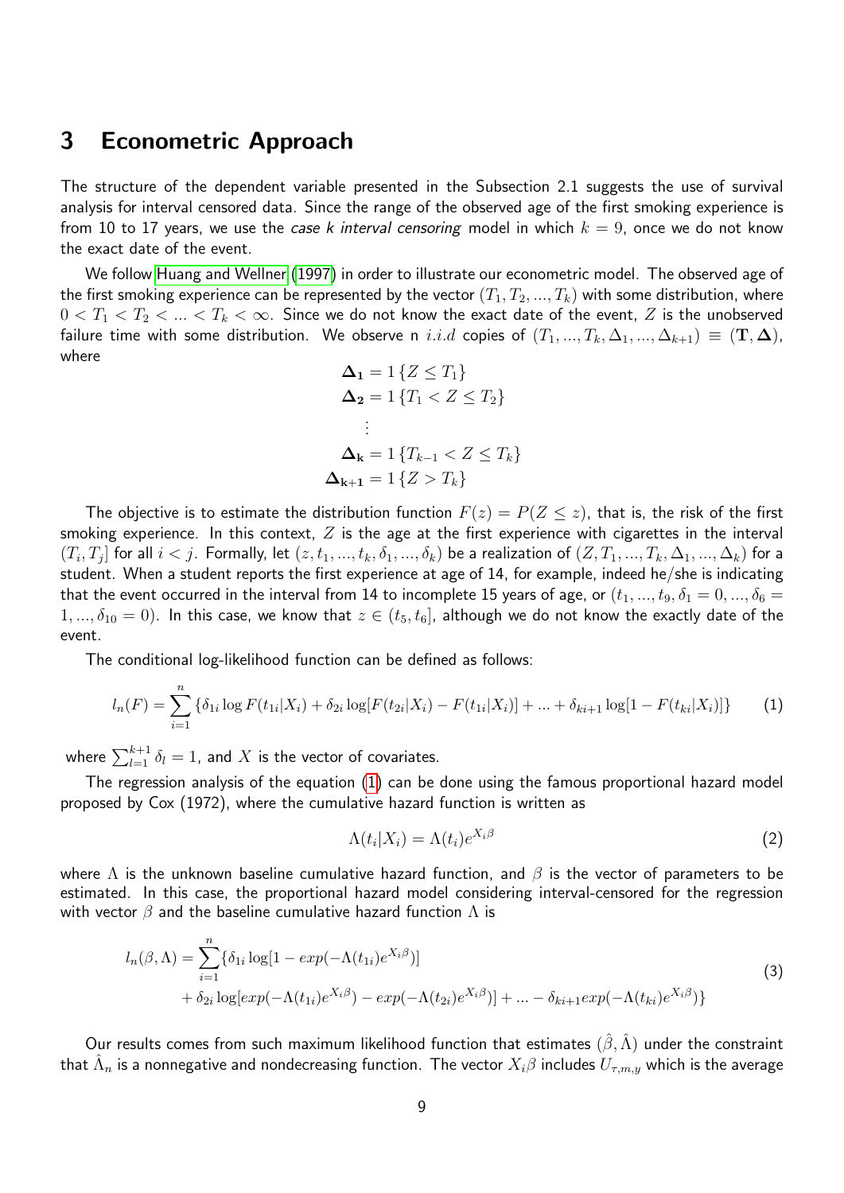## 3 Econometric Approach

The structure of the dependent variable presented in the Subsection 2.1 suggests the use of survival analysis for interval censored data. Since the range of the observed age of the first smoking experience is from 10 to 17 years, we use the *case k interval censoring* model in which $k = 9$, once we do not know the exact date of the event.

We follow Huang and Wellner (1997) in order to illustrate our econometric model. The observed age of the first smoking experience can be represented by the vector $(T_1, T_2, ..., T_k)$ with some distribution, where $0 < T_1 < T_2 < ... < T_k < \infty$. Since we do not know the exact date of the event, $Z$ is the unobserved failure time with some distribution. We observe n $i.i.d$ copies of $(T_1, ..., T_k, \Delta_1, ..., \Delta_{k+1}) \equiv (\mathbf{T}, \mathbf{\Delta})$, where

$$
\begin{aligned}
\mathbf{\Delta_1} &= 1\{Z \leq T_1\} \\
\mathbf{\Delta_2} &= 1\{T_1 < Z \leq T_2\} \\
&\vdots \\
\mathbf{\Delta_k} &= 1\{T_{k-1} < Z \leq T_k\} \\
\mathbf{\Delta_{k+1}} &= 1\{Z > T_k\}
\end{aligned}
$$

The objective is to estimate the distribution function $F(z) = P(Z \leq z)$, that is, the risk of the first smoking experience. In this context, $Z$ is the age at the first experience with cigarettes in the interval $(T_i, T_j]$ for all $i < j$. Formally, let $(z, t_1, ..., t_k, \delta_1, ..., \delta_k)$ be a realization of $(Z, T_1, ..., T_k, \Delta_1, ..., \Delta_k)$ for a student. When a student reports the first experience at age of 14, for example, indeed he/she is indicating that the event occurred in the interval from 14 to incomplete 15 years of age, or $(t_1, ..., t_9, \delta_1 = 0, ..., \delta_6 = 1, ..., \delta_{10} = 0)$. In this case, we know that $z \in (t_5, t_6]$, although we do not know the exactly date of the event.

The conditional log-likelihood function can be defined as follows:

$$
l_n(F) = \sum_{i=1}^{n} \{\delta_{1i} \log F(t_{1i}|X_i) + \delta_{2i} \log[F(t_{2i}|X_i) - F(t_{1i}|X_i)] + ... + \delta_{ki+1} \log[1 - F(t_{ki}|X_i)]\} \tag{1}
$$

where $\sum_{l=1}^{k+1} \delta_l = 1$, and $X$ is the vector of covariates.

The regression analysis of the equation (1) can be done using the famous proportional hazard model proposed by Cox (1972), where the cumulative hazard function is written as

$$
\Lambda(t_i|X_i) = \Lambda(t_i)e^{X_i\beta} \tag{2}
$$

where $\Lambda$ is the unknown baseline cumulative hazard function, and $\beta$ is the vector of parameters to be estimated. In this case, the proportional hazard model considering interval-censored for the regression with vector $\beta$ and the baseline cumulative hazard function $\Lambda$ is

$$
\begin{aligned}
l_n(\beta, \Lambda) = \sum_{i=1}^{n} \{ & \delta_{1i} \log[1 - exp(-\Lambda(t_{1i})e^{X_i\beta})] \\
& + \delta_{2i} \log[exp(-\Lambda(t_{1i})e^{X_i\beta}) - exp(-\Lambda(t_{2i})e^{X_i\beta})] + ... - \delta_{ki+1} exp(-\Lambda(t_{ki})e^{X_i\beta})\}
\end{aligned} \tag{3}
$$

Our results comes from such maximum likelihood function that estimates $(\hat{\beta}, \hat{\Lambda})$ under the constraint that $\hat{\Lambda}_n$ is a nonnegative and nondecreasing function. The vector $X_i\beta$ includes $U_{\tau,m,y}$ which is the average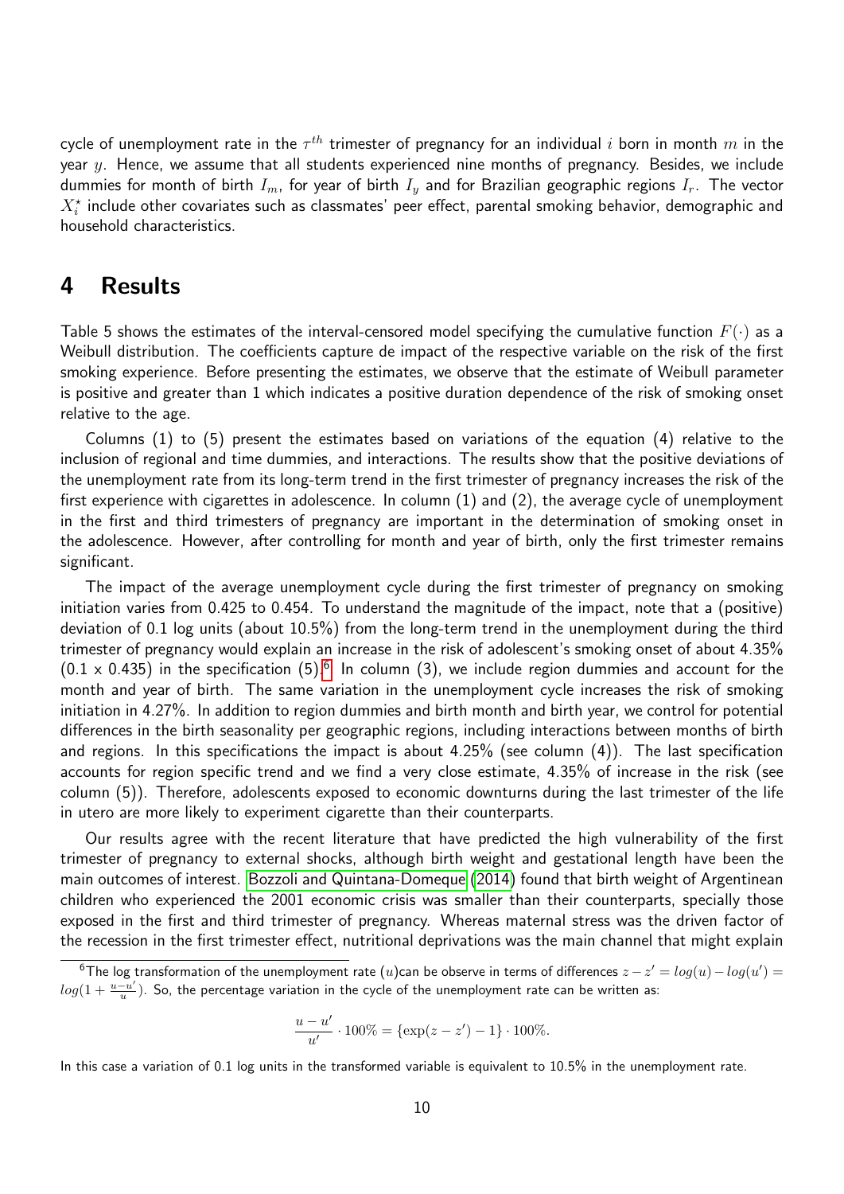cycle of unemployment rate in the $\tau^{th}$ trimester of pregnancy for an individual $i$ born in month $m$ in the year $y$. Hence, we assume that all students experienced nine months of pregnancy. Besides, we include dummies for month of birth $I_m$, for year of birth $I_y$ and for Brazilian geographic regions $I_r$. The vector $X_i^*$ include other covariates such as classmates' peer effect, parental smoking behavior, demographic and household characteristics.

# 4 Results

Table 5 shows the estimates of the interval-censored model specifying the cumulative function $F(\cdot)$ as a Weibull distribution. The coefficients capture de impact of the respective variable on the risk of the first smoking experience. Before presenting the estimates, we observe that the estimate of Weibull parameter is positive and greater than 1 which indicates a positive duration dependence of the risk of smoking onset relative to the age.

Columns (1) to (5) present the estimates based on variations of the equation (4) relative to the inclusion of regional and time dummies, and interactions. The results show that the positive deviations of the unemployment rate from its long-term trend in the first trimester of pregnancy increases the risk of the first experience with cigarettes in adolescence. In column (1) and (2), the average cycle of unemployment in the first and third trimesters of pregnancy are important in the determination of smoking onset in the adolescence. However, after controlling for month and year of birth, only the first trimester remains significant.

The impact of the average unemployment cycle during the first trimester of pregnancy on smoking initiation varies from 0.425 to 0.454. To understand the magnitude of the impact, note that a (positive) deviation of 0.1 log units (about 10.5%) from the long-term trend in the unemployment during the third trimester of pregnancy would explain an increase in the risk of adolescent's smoking onset of about 4.35% (0.1 x 0.435) in the specification (5).[6] In column (3), we include region dummies and account for the month and year of birth. The same variation in the unemployment cycle increases the risk of smoking initiation in 4.27%. In addition to region dummies and birth month and birth year, we control for potential differences in the birth seasonality per geographic regions, including interactions between months of birth and regions. In this specifications the impact is about 4.25% (see column (4)). The last specification accounts for region specific trend and we find a very close estimate, 4.35% of increase in the risk (see column (5)). Therefore, adolescents exposed to economic downturns during the last trimester of the life in utero are more likely to experiment cigarette than their counterparts.

Our results agree with the recent literature that have predicted the high vulnerability of the first trimester of pregnancy to external shocks, although birth weight and gestational length have been the main outcomes of interest. Bozzoli and Quintana-Domeque (2014) found that birth weight of Argentinean children who experienced the 2001 economic crisis was smaller than their counterparts, specially those exposed in the first and third trimester of pregnancy. Whereas maternal stress was the driven factor of the recession in the first trimester effect, nutritional deprivations was the main channel that might explain

[6] The log transformation of the unemployment rate ($u$)can be observe in terms of differences $z - z' = log(u) - log(u') = log(1 + \frac{u-u'}{u})$. So, the percentage variation in the cycle of the unemployment rate can be written as:

$$\frac{u - u'}{u'} \cdot 100\% = \{\exp(z - z') - 1\} \cdot 100\%.$$

In this case a variation of 0.1 log units in the transformed variable is equivalent to 10.5% in the unemployment rate.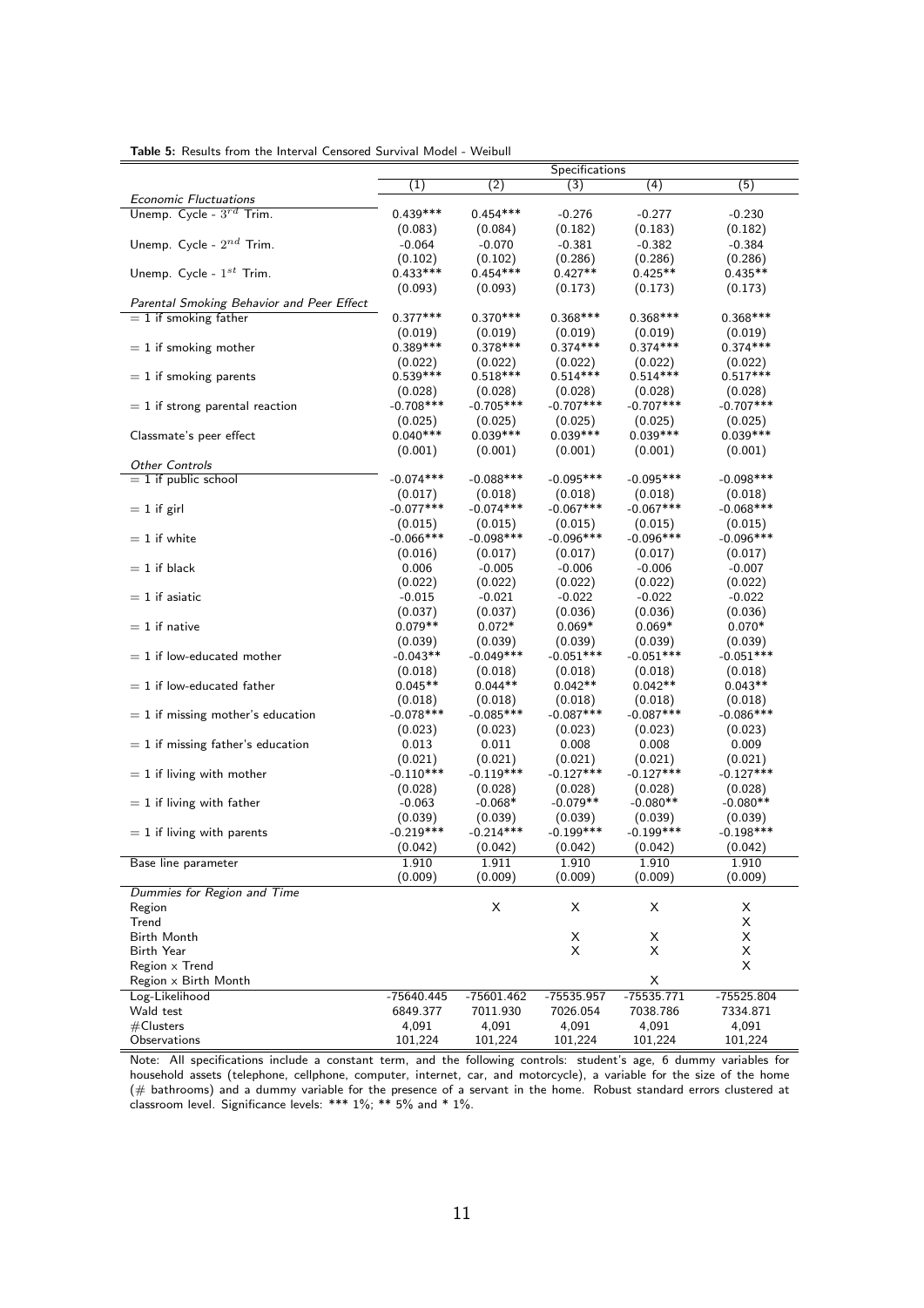**Table 5:** Results from the Interval Censored Survival Model - Weibull

| | Specifications | | | | |
|---|---|---|---|---|---|
| | (1) | (2) | (3) | (4) | (5) |
| *Economic Fluctuations* | | | | | |
| Unemp. Cycle - $3^{rd}$ Trim. | 0.439*** | 0.454*** | -0.276 | -0.277 | -0.230 |
| | (0.083) | (0.084) | (0.182) | (0.183) | (0.182) |
| Unemp. Cycle - $2^{nd}$ Trim. | -0.064 | -0.070 | -0.381 | -0.382 | -0.384 |
| | (0.102) | (0.102) | (0.286) | (0.286) | (0.286) |
| Unemp. Cycle - $1^{st}$ Trim. | 0.433*** | 0.454*** | 0.427** | 0.425** | 0.435** |
| | (0.093) | (0.093) | (0.173) | (0.173) | (0.173) |
| *Parental Smoking Behavior and Peer Effect* | | | | | |
| = 1 if smoking father | 0.377*** | 0.370*** | 0.368*** | 0.368*** | 0.368*** |
| | (0.019) | (0.019) | (0.019) | (0.019) | (0.019) |
| = 1 if smoking mother | 0.389*** | 0.378*** | 0.374*** | 0.374*** | 0.374*** |
| | (0.022) | (0.022) | (0.022) | (0.022) | (0.022) |
| = 1 if smoking parents | 0.539*** | 0.518*** | 0.514*** | 0.514*** | 0.517*** |
| | (0.028) | (0.028) | (0.028) | (0.028) | (0.028) |
| = 1 if strong parental reaction | -0.708*** | -0.705*** | -0.707*** | -0.707*** | -0.707*** |
| | (0.025) | (0.025) | (0.025) | (0.025) | (0.025) |
| Classmate's peer effect | 0.040*** | 0.039*** | 0.039*** | 0.039*** | 0.039*** |
| | (0.001) | (0.001) | (0.001) | (0.001) | (0.001) |
| *Other Controls* | | | | | |
| = 1 if public school | -0.074*** | -0.088*** | -0.095*** | -0.095*** | -0.098*** |
| | (0.017) | (0.018) | (0.018) | (0.018) | (0.018) |
| = 1 if girl | -0.077*** | -0.074*** | -0.067*** | -0.067*** | -0.068*** |
| | (0.015) | (0.015) | (0.015) | (0.015) | (0.015) |
| = 1 if white | -0.066*** | -0.098*** | -0.096*** | -0.096*** | -0.096*** |
| | (0.016) | (0.017) | (0.017) | (0.017) | (0.017) |
| = 1 if black | 0.006 | -0.005 | -0.006 | -0.006 | -0.007 |
| | (0.022) | (0.022) | (0.022) | (0.022) | (0.022) |
| = 1 if asiatic | -0.015 | -0.021 | -0.022 | -0.022 | -0.022 |
| | (0.037) | (0.037) | (0.036) | (0.036) | (0.036) |
| = 1 if native | 0.079** | 0.072* | 0.069* | 0.069* | 0.070* |
| | (0.039) | (0.039) | (0.039) | (0.039) | (0.039) |
| = 1 if low-educated mother | -0.043** | -0.049*** | -0.051*** | -0.051*** | -0.051*** |
| | (0.018) | (0.018) | (0.018) | (0.018) | (0.018) |
| = 1 if low-educated father | 0.045** | 0.044** | 0.042** | 0.042** | 0.043** |
| | (0.018) | (0.018) | (0.018) | (0.018) | (0.018) |
| = 1 if missing mother's education | -0.078*** | -0.085*** | -0.087*** | -0.087*** | -0.086*** |
| | (0.023) | (0.023) | (0.023) | (0.023) | (0.023) |
| = 1 if missing father's education | 0.013 | 0.011 | 0.008 | 0.008 | 0.009 |
| | (0.021) | (0.021) | (0.021) | (0.021) | (0.021) |
| = 1 if living with mother | -0.110*** | -0.119*** | -0.127*** | -0.127*** | -0.127*** |
| | (0.028) | (0.028) | (0.028) | (0.028) | (0.028) |
| = 1 if living with father | -0.063 | -0.068* | -0.079** | -0.080** | -0.080** |
| | (0.039) | (0.039) | (0.039) | (0.039) | (0.039) |
| = 1 if living with parents | -0.219*** | -0.214*** | -0.199*** | -0.199*** | -0.198*** |
| | (0.042) | (0.042) | (0.042) | (0.042) | (0.042) |
| Base line parameter | 1.910 | 1.911 | 1.910 | 1.910 | 1.910 |
| | (0.009) | (0.009) | (0.009) | (0.009) | (0.009) |
| *Dummies for Region and Time* | | | | | |
| Region | | X | X | X | X |
| Trend | | | | | X |
| Birth Month | | | X | X | X |
| Birth Year | | | X | X | X |
| Region × Trend | | | | | X |
| Region × Birth Month | | | | X | |
| Log-Likelihood | -75640.445 | -75601.462 | -75535.957 | -75535.771 | -75525.804 |
| Wald test | 6849.377 | 7011.930 | 7026.054 | 7038.786 | 7334.871 |
| #Clusters | 4,091 | 4,091 | 4,091 | 4,091 | 4,091 |
| Observations | 101,224 | 101,224 | 101,224 | 101,224 | 101,224 |

Note: All specifications include a constant term, and the following controls: student's age, 6 dummy variables for household assets (telephone, cellphone, computer, internet, car, and motorcycle), a variable for the size of the home (# bathrooms) and a dummy variable for the presence of a servant in the home. Robust standard errors clustered at classroom level. Significance levels: *** 1%; ** 5% and * 1%.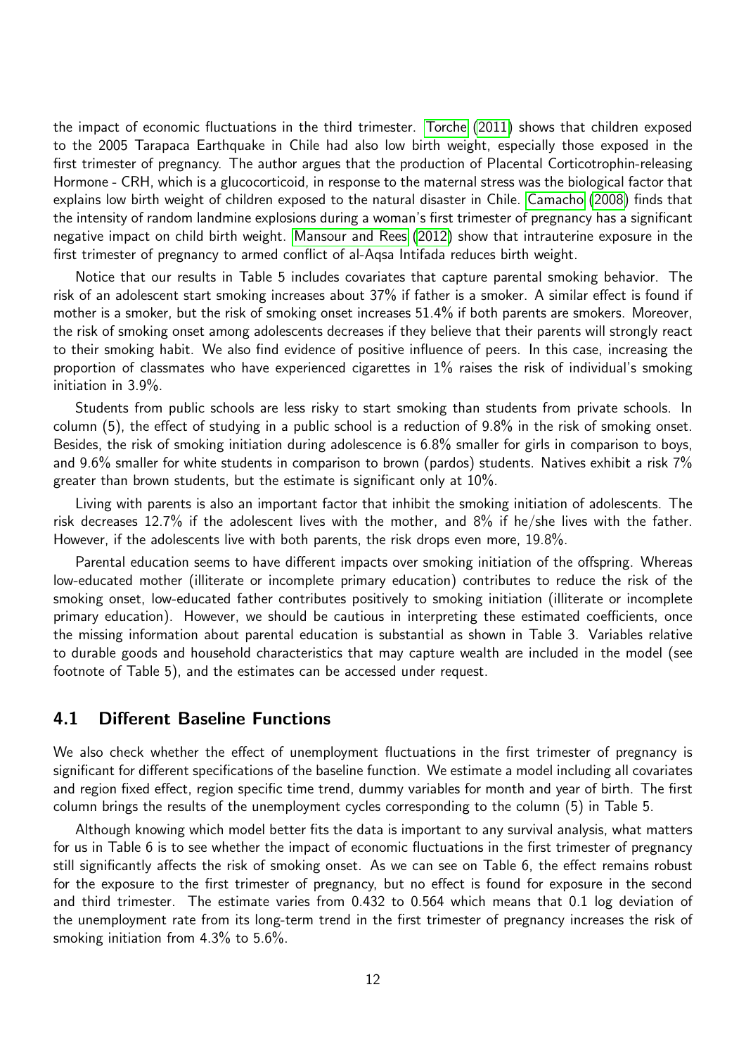the impact of economic fluctuations in the third trimester. Torche (2011) shows that children exposed to the 2005 Tarapaca Earthquake in Chile had also low birth weight, especially those exposed in the first trimester of pregnancy. The author argues that the production of Placental Corticotrophin-releasing Hormone - CRH, which is a glucocorticoid, in response to the maternal stress was the biological factor that explains low birth weight of children exposed to the natural disaster in Chile. Camacho (2008) finds that the intensity of random landmine explosions during a woman's first trimester of pregnancy has a significant negative impact on child birth weight. Mansour and Rees (2012) show that intrauterine exposure in the first trimester of pregnancy to armed conflict of al-Aqsa Intifada reduces birth weight.

Notice that our results in Table 5 includes covariates that capture parental smoking behavior. The risk of an adolescent start smoking increases about 37% if father is a smoker. A similar effect is found if mother is a smoker, but the risk of smoking onset increases 51.4% if both parents are smokers. Moreover, the risk of smoking onset among adolescents decreases if they believe that their parents will strongly react to their smoking habit. We also find evidence of positive influence of peers. In this case, increasing the proportion of classmates who have experienced cigarettes in 1% raises the risk of individual's smoking initiation in 3.9%.

Students from public schools are less risky to start smoking than students from private schools. In column (5), the effect of studying in a public school is a reduction of 9.8% in the risk of smoking onset. Besides, the risk of smoking initiation during adolescence is 6.8% smaller for girls in comparison to boys, and 9.6% smaller for white students in comparison to brown (pardos) students. Natives exhibit a risk 7% greater than brown students, but the estimate is significant only at 10%.

Living with parents is also an important factor that inhibit the smoking initiation of adolescents. The risk decreases 12.7% if the adolescent lives with the mother, and 8% if he/she lives with the father. However, if the adolescents live with both parents, the risk drops even more, 19.8%.

Parental education seems to have different impacts over smoking initiation of the offspring. Whereas low-educated mother (illiterate or incomplete primary education) contributes to reduce the risk of the smoking onset, low-educated father contributes positively to smoking initiation (illiterate or incomplete primary education). However, we should be cautious in interpreting these estimated coefficients, once the missing information about parental education is substantial as shown in Table 3. Variables relative to durable goods and household characteristics that may capture wealth are included in the model (see footnote of Table 5), and the estimates can be accessed under request.

## 4.1 Different Baseline Functions

We also check whether the effect of unemployment fluctuations in the first trimester of pregnancy is significant for different specifications of the baseline function. We estimate a model including all covariates and region fixed effect, region specific time trend, dummy variables for month and year of birth. The first column brings the results of the unemployment cycles corresponding to the column (5) in Table 5.

Although knowing which model better fits the data is important to any survival analysis, what matters for us in Table 6 is to see whether the impact of economic fluctuations in the first trimester of pregnancy still significantly affects the risk of smoking onset. As we can see on Table 6, the effect remains robust for the exposure to the first trimester of pregnancy, but no effect is found for exposure in the second and third trimester. The estimate varies from 0.432 to 0.564 which means that 0.1 log deviation of the unemployment rate from its long-term trend in the first trimester of pregnancy increases the risk of smoking initiation from 4.3% to 5.6%.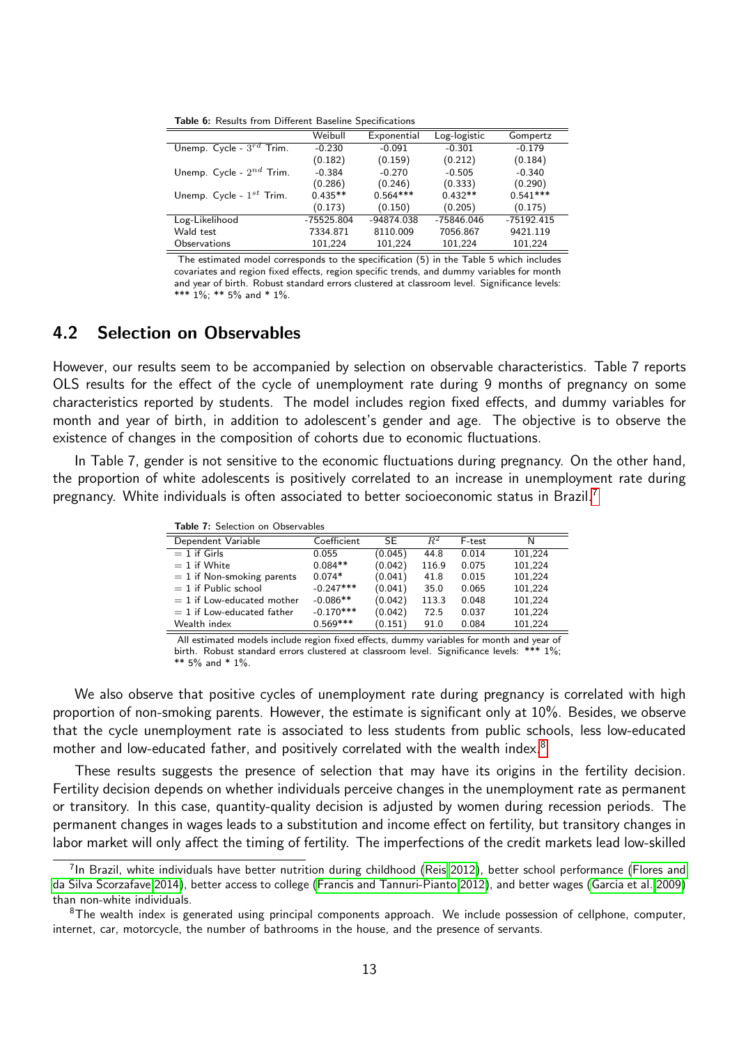**Table 6:** Results from Different Baseline Specifications

| | Weibull | Exponential | Log-logistic | Gompertz |
|---|---|---|---|---|
| Unemp. Cycle - $3^{rd}$ Trim. | -0.230 | -0.091 | -0.301 | -0.179 |
| | (0.182) | (0.159) | (0.212) | (0.184) |
| Unemp. Cycle - $2^{nd}$ Trim. | -0.384 | -0.270 | -0.505 | -0.340 |
| | (0.286) | (0.246) | (0.333) | (0.290) |
| Unemp. Cycle - $1^{st}$ Trim. | 0.435** | 0.564*** | 0.432** | 0.541*** |
| | (0.173) | (0.150) | (0.205) | (0.175) |
| Log-Likelihood | -75525.804 | -94874.038 | -75846.046 | -75192.415 |
| Wald test | 7334.871 | 8110.009 | 7056.867 | 9421.119 |
| Observations | 101,224 | 101,224 | 101,224 | 101,224 |

The estimated model corresponds to the specification (5) in the Table 5 which includes covariates and region fixed effects, region specific trends, and dummy variables for month and year of birth. Robust standard errors clustered at classroom level. Significance levels: *** 1%; ** 5% and * 1%.

## 4.2 Selection on Observables

However, our results seem to be accompanied by selection on observable characteristics. Table 7 reports OLS results for the effect of the cycle of unemployment rate during 9 months of pregnancy on some characteristics reported by students. The model includes region fixed effects, and dummy variables for month and year of birth, in addition to adolescent's gender and age. The objective is to observe the existence of changes in the composition of cohorts due to economic fluctuations.

In Table 7, gender is not sensitive to the economic fluctuations during pregnancy. On the other hand, the proportion of white adolescents is positively correlated to an increase in unemployment rate during pregnancy. White individuals is often associated to better socioeconomic status in Brazil.[7]

**Table 7:** Selection on Observables

| Dependent Variable | Coefficient | SE | $R^2$ | F-test | N |
|---|---|---|---|---|---|
| = 1 if Girls | 0.055 | (0.045) | 44.8 | 0.014 | 101,224 |
| = 1 if White | 0.084** | (0.042) | 116.9 | 0.075 | 101,224 |
| = 1 if Non-smoking parents | 0.074* | (0.041) | 41.8 | 0.015 | 101,224 |
| = 1 if Public school | -0.247*** | (0.041) | 35.0 | 0.065 | 101,224 |
| = 1 if Low-educated mother | -0.086** | (0.042) | 113.3 | 0.048 | 101,224 |
| = 1 if Low-educated father | -0.170*** | (0.042) | 72.5 | 0.037 | 101,224 |
| Wealth index | 0.569*** | (0.151) | 91.0 | 0.084 | 101,224 |

All estimated models include region fixed effects, dummy variables for month and year of birth. Robust standard errors clustered at classroom level. Significance levels: *** 1%; ** 5% and * 1%.

We also observe that positive cycles of unemployment rate during pregnancy is correlated with high proportion of non-smoking parents. However, the estimate is significant only at 10%. Besides, we observe that the cycle unemployment rate is associated to less students from public schools, less low-educated mother and low-educated father, and positively correlated with the wealth index.[8]

These results suggests the presence of selection that may have its origins in the fertility decision. Fertility decision depends on whether individuals perceive changes in the unemployment rate as permanent or transitory. In this case, quantity-quality decision is adjusted by women during recession periods. The permanent changes in wages leads to a substitution and income effect on fertility, but transitory changes in labor market will only affect the timing of fertility. The imperfections of the credit markets lead low-skilled

[7] In Brazil, white individuals have better nutrition during childhood (Reis 2012), better school performance (Flores and da Silva Scorzafave 2014), better access to college (Francis and Tannuri-Pianto 2012), and better wages (Garcia et al. 2009) than non-white individuals.

[8] The wealth index is generated using principal components approach. We include possession of cellphone, computer, internet, car, motorcycle, the number of bathrooms in the house, and the presence of servants.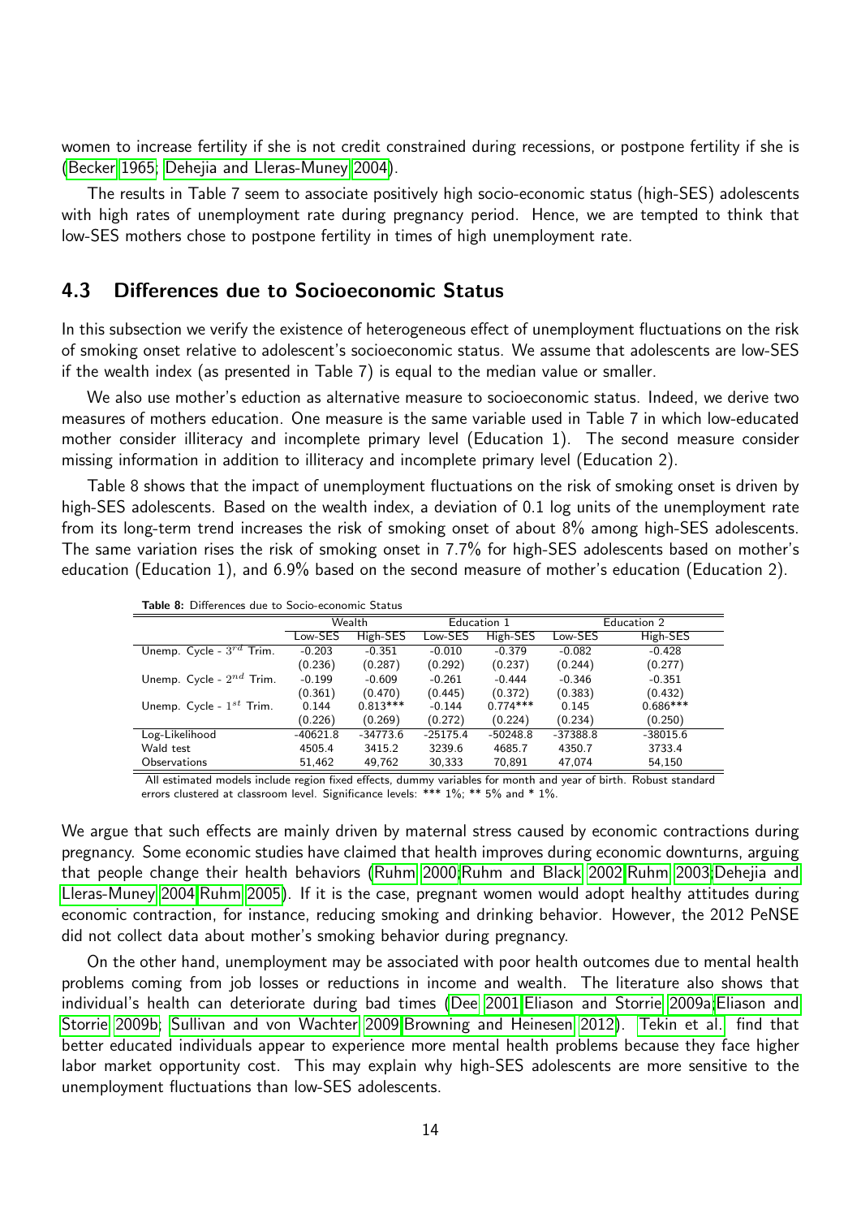women to increase fertility if she is not credit constrained during recessions, or postpone fertility if she is (Becker 1965; Dehejia and Lleras-Muney 2004).

The results in Table 7 seem to associate positively high socio-economic status (high-SES) adolescents with high rates of unemployment rate during pregnancy period. Hence, we are tempted to think that low-SES mothers chose to postpone fertility in times of high unemployment rate.

### 4.3 Differences due to Socioeconomic Status

In this subsection we verify the existence of heterogeneous effect of unemployment fluctuations on the risk of smoking onset relative to adolescent's socioeconomic status. We assume that adolescents are low-SES if the wealth index (as presented in Table 7) is equal to the median value or smaller.

We also use mother's eduction as alternative measure to socioeconomic status. Indeed, we derive two measures of mothers education. One measure is the same variable used in Table 7 in which low-educated mother consider illiteracy and incomplete primary level (Education 1). The second measure consider missing information in addition to illiteracy and incomplete primary level (Education 2).

Table 8 shows that the impact of unemployment fluctuations on the risk of smoking onset is driven by high-SES adolescents. Based on the wealth index, a deviation of 0.1 log units of the unemployment rate from its long-term trend increases the risk of smoking onset of about 8% among high-SES adolescents. The same variation rises the risk of smoking onset in 7.7% for high-SES adolescents based on mother's education (Education 1), and 6.9% based on the second measure of mother's education (Education 2).

**Table 8:** Differences due to Socio-economic Status

| | Wealth | | Education 1 | | Education 2 | |
|---|---|---|---|---|---|---|
| | Low-SES | High-SES | Low-SES | High-SES | Low-SES | High-SES |
| Unemp. Cycle - $3^{rd}$ Trim. | -0.203 | -0.351 | -0.010 | -0.379 | -0.082 | -0.428 |
| | (0.236) | (0.287) | (0.292) | (0.237) | (0.244) | (0.277) |
| Unemp. Cycle - $2^{nd}$ Trim. | -0.199 | -0.609 | -0.261 | -0.444 | -0.346 | -0.351 |
| | (0.361) | (0.470) | (0.445) | (0.372) | (0.383) | (0.432) |
| Unemp. Cycle - $1^{st}$ Trim. | 0.144 | 0.813*** | -0.144 | 0.774*** | 0.145 | 0.686*** |
| | (0.226) | (0.269) | (0.272) | (0.224) | (0.234) | (0.250) |
| Log-Likelihood | -40621.8 | -34773.6 | -25175.4 | -50248.8 | -37388.8 | -38015.6 |
| Wald test | 4505.4 | 3415.2 | 3239.6 | 4685.7 | 4350.7 | 3733.4 |
| Observations | 51,462 | 49,762 | 30,333 | 70,891 | 47,074 | 54,150 |

All estimated models include region fixed effects, dummy variables for month and year of birth. Robust standard errors clustered at classroom level. Significance levels: *** 1%; ** 5% and * 1%.

We argue that such effects are mainly driven by maternal stress caused by economic contractions during pregnancy. Some economic studies have claimed that health improves during economic downturns, arguing that people change their health behaviors (Ruhm 2000;Ruhm and Black 2002;Ruhm 2003;Dehejia and Lleras-Muney 2004;Ruhm 2005). If it is the case, pregnant women would adopt healthy attitudes during economic contraction, for instance, reducing smoking and drinking behavior. However, the 2012 PeNSE did not collect data about mother's smoking behavior during pregnancy.

On the other hand, unemployment may be associated with poor health outcomes due to mental health problems coming from job losses or reductions in income and wealth. The literature also shows that individual's health can deteriorate during bad times (Dee 2001;Eliason and Storrie 2009a;Eliason and Storrie 2009b; Sullivan and von Wachter 2009;Browning and Heinesen 2012). Tekin et al. find that better educated individuals appear to experience more mental health problems because they face higher labor market opportunity cost. This may explain why high-SES adolescents are more sensitive to the unemployment fluctuations than low-SES adolescents.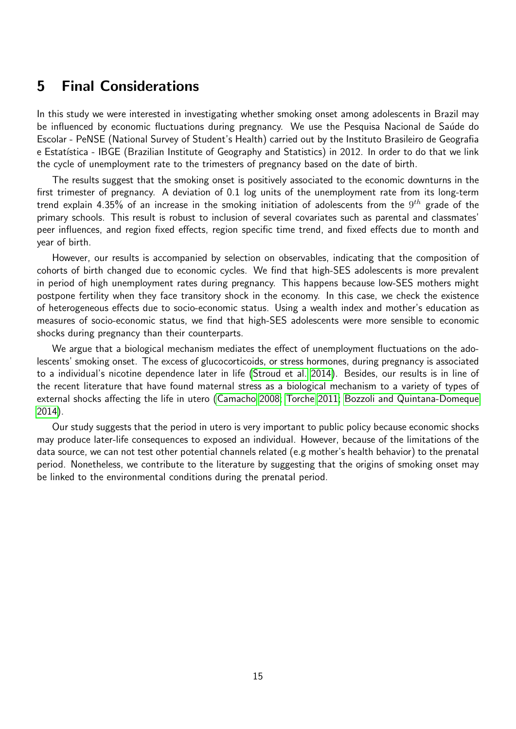## 5 Final Considerations

In this study we were interested in investigating whether smoking onset among adolescents in Brazil may be influenced by economic fluctuations during pregnancy. We use the Pesquisa Nacional de Saúde do Escolar - PeNSE (National Survey of Student's Health) carried out by the Instituto Brasileiro de Geografia e Estatística - IBGE (Brazilian Institute of Geography and Statistics) in 2012. In order to do that we link the cycle of unemployment rate to the trimesters of pregnancy based on the date of birth.

The results suggest that the smoking onset is positively associated to the economic downturns in the first trimester of pregnancy. A deviation of 0.1 log units of the unemployment rate from its long-term trend explain 4.35% of an increase in the smoking initiation of adolescents from the $9^{th}$ grade of the primary schools. This result is robust to inclusion of several covariates such as parental and classmates' peer influences, and region fixed effects, region specific time trend, and fixed effects due to month and year of birth.

However, our results is accompanied by selection on observables, indicating that the composition of cohorts of birth changed due to economic cycles. We find that high-SES adolescents is more prevalent in period of high unemployment rates during pregnancy. This happens because low-SES mothers might postpone fertility when they face transitory shock in the economy. In this case, we check the existence of heterogeneous effects due to socio-economic status. Using a wealth index and mother's education as measures of socio-economic status, we find that high-SES adolescents were more sensible to economic shocks during pregnancy than their counterparts.

We argue that a biological mechanism mediates the effect of unemployment fluctuations on the adolescents' smoking onset. The excess of glucocorticoids, or stress hormones, during pregnancy is associated to a individual's nicotine dependence later in life (Stroud et al. 2014). Besides, our results is in line of the recent literature that have found maternal stress as a biological mechanism to a variety of types of external shocks affecting the life in utero (Camacho 2008; Torche 2011; Bozzoli and Quintana-Domeque 2014).

Our study suggests that the period in utero is very important to public policy because economic shocks may produce later-life consequences to exposed an individual. However, because of the limitations of the data source, we can not test other potential channels related (e.g mother's health behavior) to the prenatal period. Nonetheless, we contribute to the literature by suggesting that the origins of smoking onset may be linked to the environmental conditions during the prenatal period.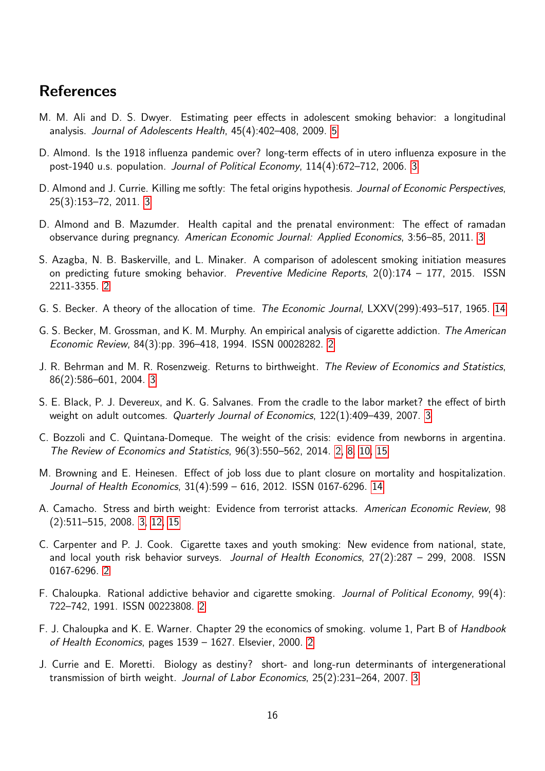# References

M. M. Ali and D. S. Dwyer. Estimating peer effects in adolescent smoking behavior: a longitudinal analysis. *Journal of Adolescents Health*, 45(4):402–408, 2009. 5

D. Almond. Is the 1918 influenza pandemic over? long-term effects of in utero influenza exposure in the post-1940 u.s. population. *Journal of Political Economy*, 114(4):672–712, 2006. 3

D. Almond and J. Currie. Killing me softly: The fetal origins hypothesis. *Journal of Economic Perspectives*, 25(3):153–72, 2011. 3

D. Almond and B. Mazumder. Health capital and the prenatal environment: The effect of ramadan observance during pregnancy. *American Economic Journal: Applied Economics*, 3:56–85, 2011. 3

S. Azagba, N. B. Baskerville, and L. Minaker. A comparison of adolescent smoking initiation measures on predicting future smoking behavior. *Preventive Medicine Reports*, 2(0):174 – 177, 2015. ISSN 2211-3355. 2

G. S. Becker. A theory of the allocation of time. *The Economic Journal*, LXXV(299):493–517, 1965. 14

G. S. Becker, M. Grossman, and K. M. Murphy. An empirical analysis of cigarette addiction. *The American Economic Review*, 84(3):pp. 396–418, 1994. ISSN 00028282. 2

J. R. Behrman and M. R. Rosenzweig. Returns to birthweight. *The Review of Economics and Statistics*, 86(2):586–601, 2004. 3

S. E. Black, P. J. Devereux, and K. G. Salvanes. From the cradle to the labor market? the effect of birth weight on adult outcomes. *Quarterly Journal of Economics*, 122(1):409–439, 2007. 3

C. Bozzoli and C. Quintana-Domeque. The weight of the crisis: evidence from newborns in argentina. *The Review of Economics and Statistics*, 96(3):550–562, 2014. 2, 8, 10, 15

M. Browning and E. Heinesen. Effect of job loss due to plant closure on mortality and hospitalization. *Journal of Health Economics*, 31(4):599 – 616, 2012. ISSN 0167-6296. 14

A. Camacho. Stress and birth weight: Evidence from terrorist attacks. *American Economic Review*, 98 (2):511–515, 2008. 3, 12, 15

C. Carpenter and P. J. Cook. Cigarette taxes and youth smoking: New evidence from national, state, and local youth risk behavior surveys. *Journal of Health Economics*, 27(2):287 – 299, 2008. ISSN 0167-6296. 2

F. Chaloupka. Rational addictive behavior and cigarette smoking. *Journal of Political Economy*, 99(4): 722–742, 1991. ISSN 00223808. 2

F. J. Chaloupka and K. E. Warner. Chapter 29 the economics of smoking. volume 1, Part B of *Handbook of Health Economics*, pages 1539 – 1627. Elsevier, 2000. 2

J. Currie and E. Moretti. Biology as destiny? short- and long-run determinants of intergenerational transmission of birth weight. *Journal of Labor Economics*, 25(2):231–264, 2007. 3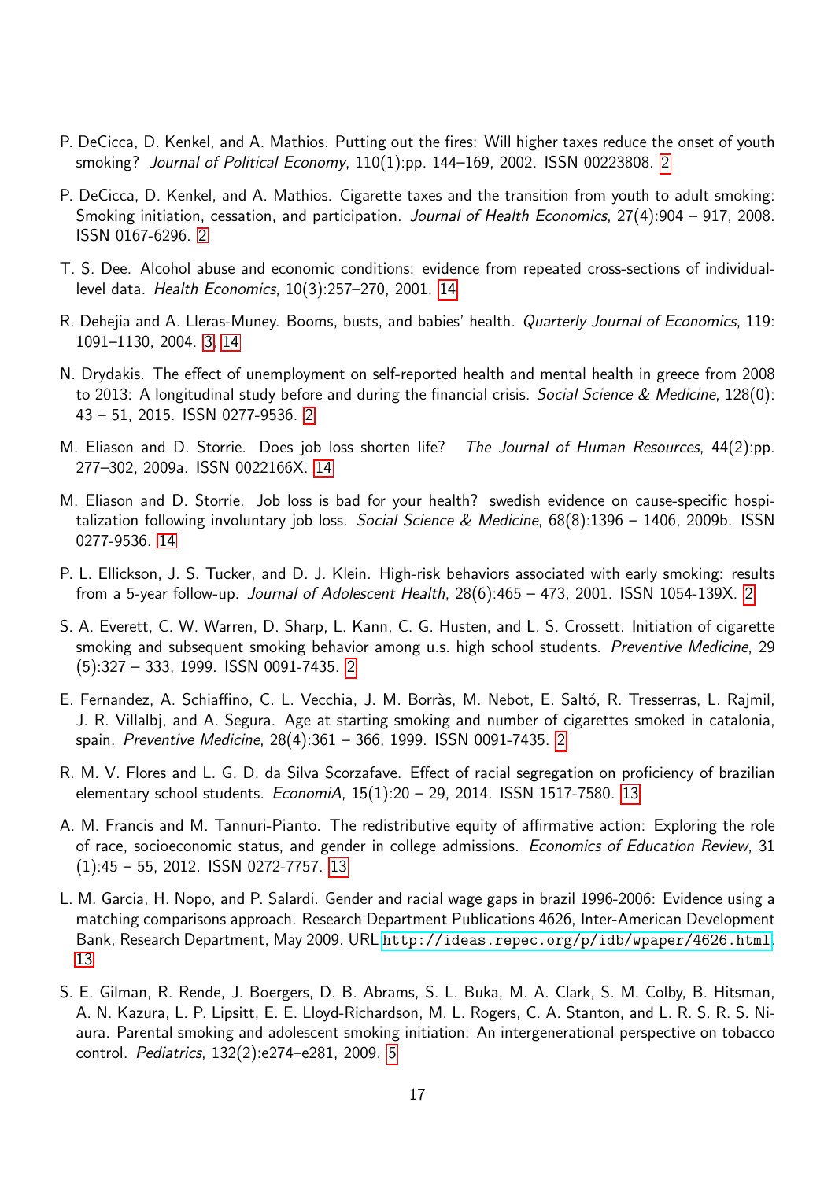P. DeCicca, D. Kenkel, and A. Mathios. Putting out the fires: Will higher taxes reduce the onset of youth smoking? *Journal of Political Economy*, 110(1):pp. 144–169, 2002. ISSN 00223808. 2

P. DeCicca, D. Kenkel, and A. Mathios. Cigarette taxes and the transition from youth to adult smoking: Smoking initiation, cessation, and participation. *Journal of Health Economics*, 27(4):904 – 917, 2008. ISSN 0167-6296. 2

T. S. Dee. Alcohol abuse and economic conditions: evidence from repeated cross-sections of individual-level data. *Health Economics*, 10(3):257–270, 2001. 14

R. Dehejia and A. Lleras-Muney. Booms, busts, and babies' health. *Quarterly Journal of Economics*, 119: 1091–1130, 2004. 3, 14

N. Drydakis. The effect of unemployment on self-reported health and mental health in greece from 2008 to 2013: A longitudinal study before and during the financial crisis. *Social Science & Medicine*, 128(0): 43 – 51, 2015. ISSN 0277-9536. 2

M. Eliason and D. Storrie. Does job loss shorten life? *The Journal of Human Resources*, 44(2):pp. 277–302, 2009a. ISSN 0022166X. 14

M. Eliason and D. Storrie. Job loss is bad for your health? swedish evidence on cause-specific hospitalization following involuntary job loss. *Social Science & Medicine*, 68(8):1396 – 1406, 2009b. ISSN 0277-9536. 14

P. L. Ellickson, J. S. Tucker, and D. J. Klein. High-risk behaviors associated with early smoking: results from a 5-year follow-up. *Journal of Adolescent Health*, 28(6):465 – 473, 2001. ISSN 1054-139X. 2

S. A. Everett, C. W. Warren, D. Sharp, L. Kann, C. G. Husten, and L. S. Crossett. Initiation of cigarette smoking and subsequent smoking behavior among u.s. high school students. *Preventive Medicine*, 29 (5):327 – 333, 1999. ISSN 0091-7435. 2

E. Fernandez, A. Schiaffino, C. L. Vecchia, J. M. Borràs, M. Nebot, E. Saltó, R. Tresserras, L. Rajmil, J. R. Villalbj, and A. Segura. Age at starting smoking and number of cigarettes smoked in catalonia, spain. *Preventive Medicine*, 28(4):361 – 366, 1999. ISSN 0091-7435. 2

R. M. V. Flores and L. G. D. da Silva Scorzafave. Effect of racial segregation on proficiency of brazilian elementary school students. *EconomiA*, 15(1):20 – 29, 2014. ISSN 1517-7580. 13

A. M. Francis and M. Tannuri-Pianto. The redistributive equity of affirmative action: Exploring the role of race, socioeconomic status, and gender in college admissions. *Economics of Education Review*, 31 (1):45 – 55, 2012. ISSN 0272-7757. 13

L. M. Garcia, H. Nopo, and P. Salardi. Gender and racial wage gaps in brazil 1996-2006: Evidence using a matching comparisons approach. Research Department Publications 4626, Inter-American Development Bank, Research Department, May 2009. URL `http://ideas.repec.org/p/idb/wpaper/4626.html`. 13

S. E. Gilman, R. Rende, J. Boergers, D. B. Abrams, S. L. Buka, M. A. Clark, S. M. Colby, B. Hitsman, A. N. Kazura, L. P. Lipsitt, E. E. Lloyd-Richardson, M. L. Rogers, C. A. Stanton, and L. R. S. R. S. Niaura. Parental smoking and adolescent smoking initiation: An intergenerational perspective on tobacco control. *Pediatrics*, 132(2):e274–e281, 2009. 5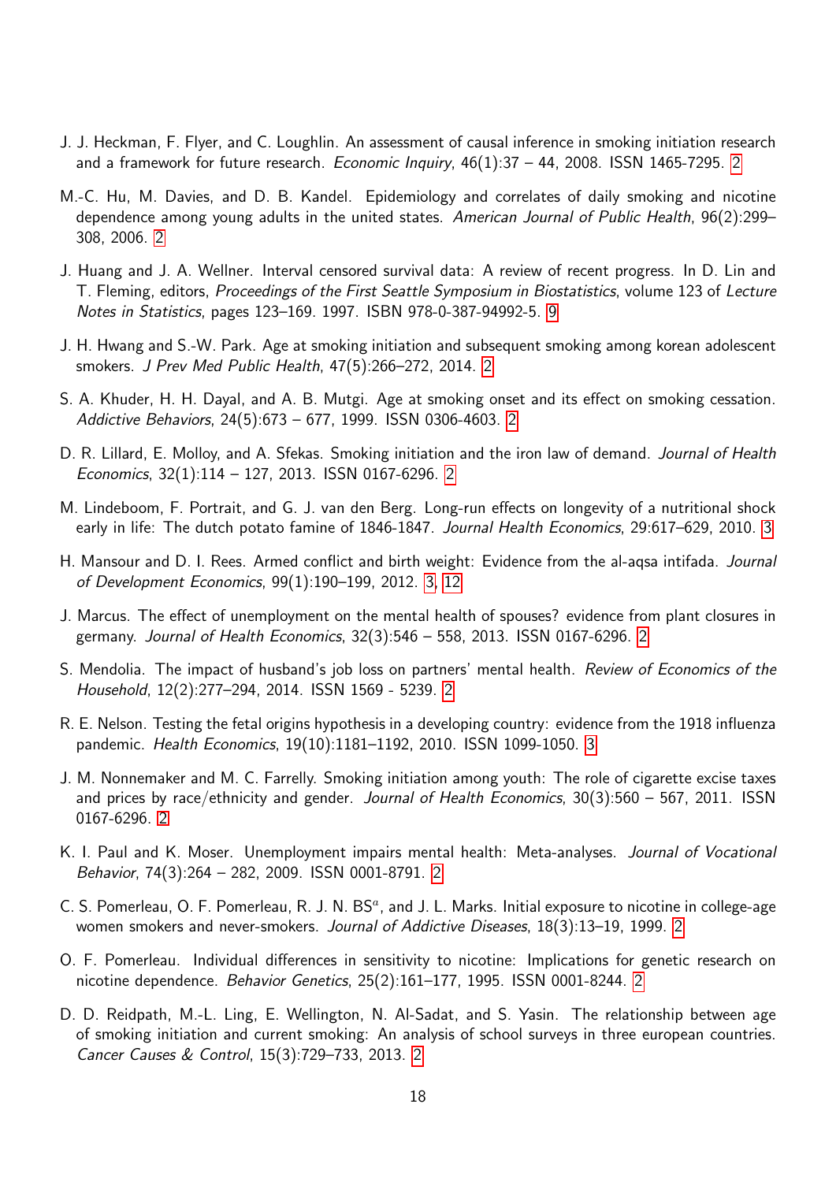J. J. Heckman, F. Flyer, and C. Loughlin. An assessment of causal inference in smoking initiation research and a framework for future research. *Economic Inquiry*, 46(1):37 – 44, 2008. ISSN 1465-7295. 2

M.-C. Hu, M. Davies, and D. B. Kandel. Epidemiology and correlates of daily smoking and nicotine dependence among young adults in the united states. *American Journal of Public Health*, 96(2):299–308, 2006. 2

J. Huang and J. A. Wellner. Interval censored survival data: A review of recent progress. In D. Lin and T. Fleming, editors, *Proceedings of the First Seattle Symposium in Biostatistics*, volume 123 of *Lecture Notes in Statistics*, pages 123–169. 1997. ISBN 978-0-387-94992-5. 9

J. H. Hwang and S.-W. Park. Age at smoking initiation and subsequent smoking among korean adolescent smokers. *J Prev Med Public Health*, 47(5):266–272, 2014. 2

S. A. Khuder, H. H. Dayal, and A. B. Mutgi. Age at smoking onset and its effect on smoking cessation. *Addictive Behaviors*, 24(5):673 – 677, 1999. ISSN 0306-4603. 2

D. R. Lillard, E. Molloy, and A. Sfekas. Smoking initiation and the iron law of demand. *Journal of Health Economics*, 32(1):114 – 127, 2013. ISSN 0167-6296. 2

M. Lindeboom, F. Portrait, and G. J. van den Berg. Long-run effects on longevity of a nutritional shock early in life: The dutch potato famine of 1846-1847. *Journal Health Economics*, 29:617–629, 2010. 3

H. Mansour and D. I. Rees. Armed conflict and birth weight: Evidence from the al-aqsa intifada. *Journal of Development Economics*, 99(1):190–199, 2012. 3, 12

J. Marcus. The effect of unemployment on the mental health of spouses? evidence from plant closures in germany. *Journal of Health Economics*, 32(3):546 – 558, 2013. ISSN 0167-6296. 2

S. Mendolia. The impact of husband's job loss on partners' mental health. *Review of Economics of the Household*, 12(2):277–294, 2014. ISSN 1569 - 5239. 2

R. E. Nelson. Testing the fetal origins hypothesis in a developing country: evidence from the 1918 influenza pandemic. *Health Economics*, 19(10):1181–1192, 2010. ISSN 1099-1050. 3

J. M. Nonnemaker and M. C. Farrelly. Smoking initiation among youth: The role of cigarette excise taxes and prices by race/ethnicity and gender. *Journal of Health Economics*, 30(3):560 – 567, 2011. ISSN 0167-6296. 2

K. I. Paul and K. Moser. Unemployment impairs mental health: Meta-analyses. *Journal of Vocational Behavior*, 74(3):264 – 282, 2009. ISSN 0001-8791. 2

C. S. Pomerleau, O. F. Pomerleau, R. J. N. BS[a], and J. L. Marks. Initial exposure to nicotine in college-age women smokers and never-smokers. *Journal of Addictive Diseases*, 18(3):13–19, 1999. 2

O. F. Pomerleau. Individual differences in sensitivity to nicotine: Implications for genetic research on nicotine dependence. *Behavior Genetics*, 25(2):161–177, 1995. ISSN 0001-8244. 2

D. D. Reidpath, M.-L. Ling, E. Wellington, N. Al-Sadat, and S. Yasin. The relationship between age of smoking initiation and current smoking: An analysis of school surveys in three european countries. *Cancer Causes & Control*, 15(3):729–733, 2013. 2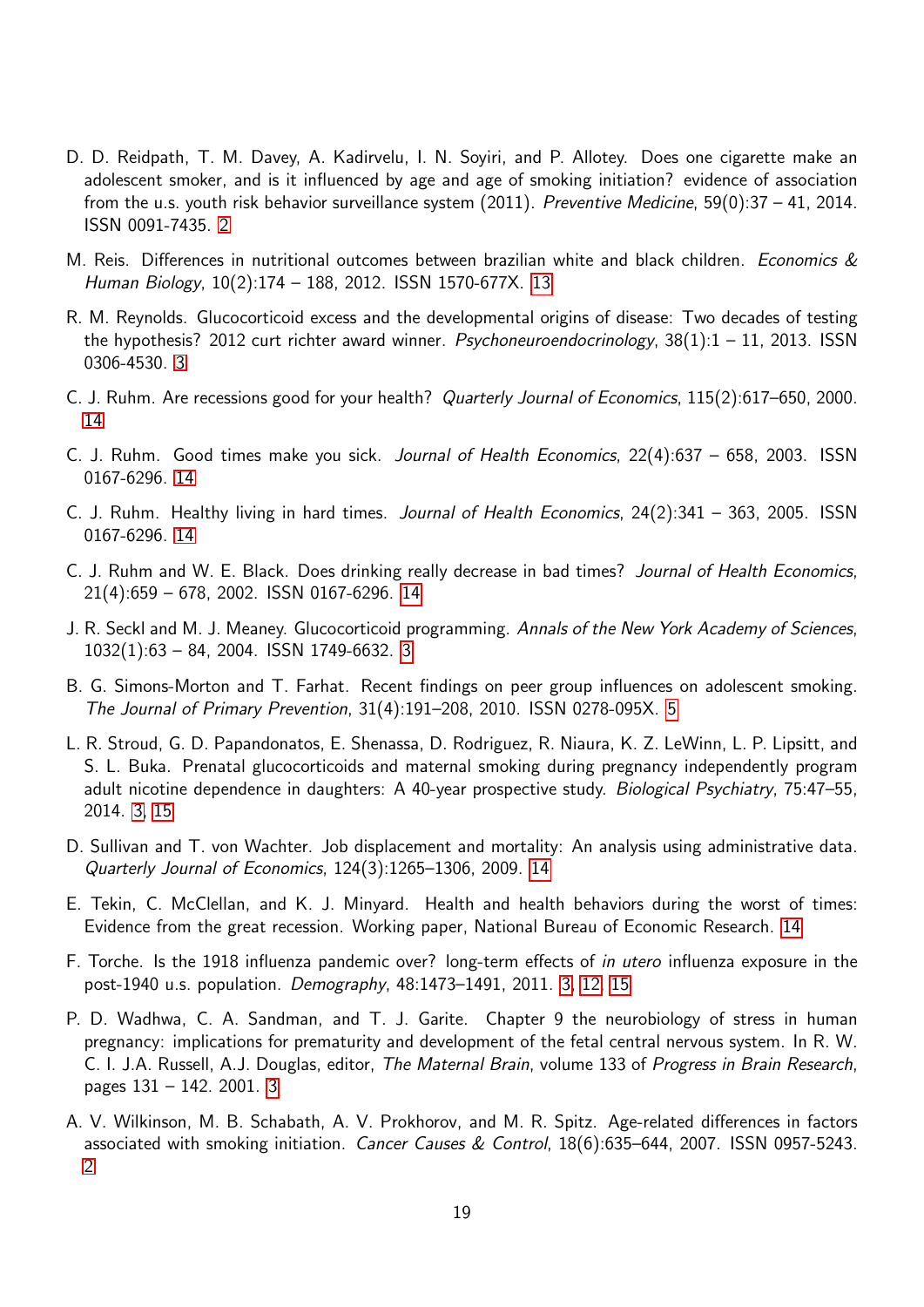D. D. Reidpath, T. M. Davey, A. Kadirvelu, I. N. Soyiri, and P. Allotey. Does one cigarette make an adolescent smoker, and is it influenced by age and age of smoking initiation? evidence of association from the u.s. youth risk behavior surveillance system (2011). *Preventive Medicine*, 59(0):37 – 41, 2014. ISSN 0091-7435. 2

M. Reis. Differences in nutritional outcomes between brazilian white and black children. *Economics & Human Biology*, 10(2):174 – 188, 2012. ISSN 1570-677X. 13

R. M. Reynolds. Glucocorticoid excess and the developmental origins of disease: Two decades of testing the hypothesis? 2012 curt richter award winner. *Psychoneuroendocrinology*, 38(1):1 – 11, 2013. ISSN 0306-4530. 3

C. J. Ruhm. Are recessions good for your health? *Quarterly Journal of Economics*, 115(2):617–650, 2000. 14

C. J. Ruhm. Good times make you sick. *Journal of Health Economics*, 22(4):637 – 658, 2003. ISSN 0167-6296. 14

C. J. Ruhm. Healthy living in hard times. *Journal of Health Economics*, 24(2):341 – 363, 2005. ISSN 0167-6296. 14

C. J. Ruhm and W. E. Black. Does drinking really decrease in bad times? *Journal of Health Economics*, 21(4):659 – 678, 2002. ISSN 0167-6296. 14

J. R. Seckl and M. J. Meaney. Glucocorticoid programming. *Annals of the New York Academy of Sciences*, 1032(1):63 – 84, 2004. ISSN 1749-6632. 3

B. G. Simons-Morton and T. Farhat. Recent findings on peer group influences on adolescent smoking. *The Journal of Primary Prevention*, 31(4):191–208, 2010. ISSN 0278-095X. 5

L. R. Stroud, G. D. Papandonatos, E. Shenassa, D. Rodriguez, R. Niaura, K. Z. LeWinn, L. P. Lipsitt, and S. L. Buka. Prenatal glucocorticoids and maternal smoking during pregnancy independently program adult nicotine dependence in daughters: A 40-year prospective study. *Biological Psychiatry*, 75:47–55, 2014. 3, 15

D. Sullivan and T. von Wachter. Job displacement and mortality: An analysis using administrative data. *Quarterly Journal of Economics*, 124(3):1265–1306, 2009. 14

E. Tekin, C. McClellan, and K. J. Minyard. Health and health behaviors during the worst of times: Evidence from the great recession. Working paper, National Bureau of Economic Research. 14

F. Torche. Is the 1918 influenza pandemic over? long-term effects of *in utero* influenza exposure in the post-1940 u.s. population. *Demography*, 48:1473–1491, 2011. 3, 12, 15

P. D. Wadhwa, C. A. Sandman, and T. J. Garite. Chapter 9 the neurobiology of stress in human pregnancy: implications for prematurity and development of the fetal central nervous system. In R. W. C. I. J.A. Russell, A.J. Douglas, editor, *The Maternal Brain*, volume 133 of *Progress in Brain Research*, pages 131 – 142. 2001. 3

A. V. Wilkinson, M. B. Schabath, A. V. Prokhorov, and M. R. Spitz. Age-related differences in factors associated with smoking initiation. *Cancer Causes & Control*, 18(6):635–644, 2007. ISSN 0957-5243. 2